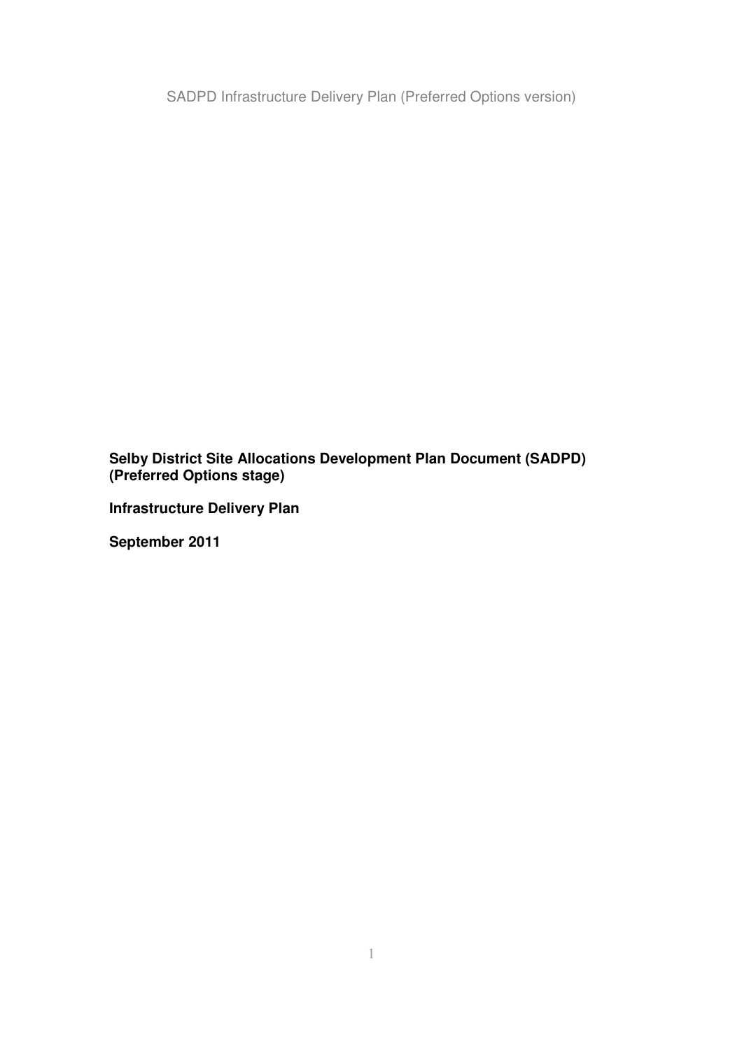**Selby District Site Allocations Development Plan Document (SADPD) (Preferred Options stage)**

**Infrastructure Delivery Plan**

**September 2011**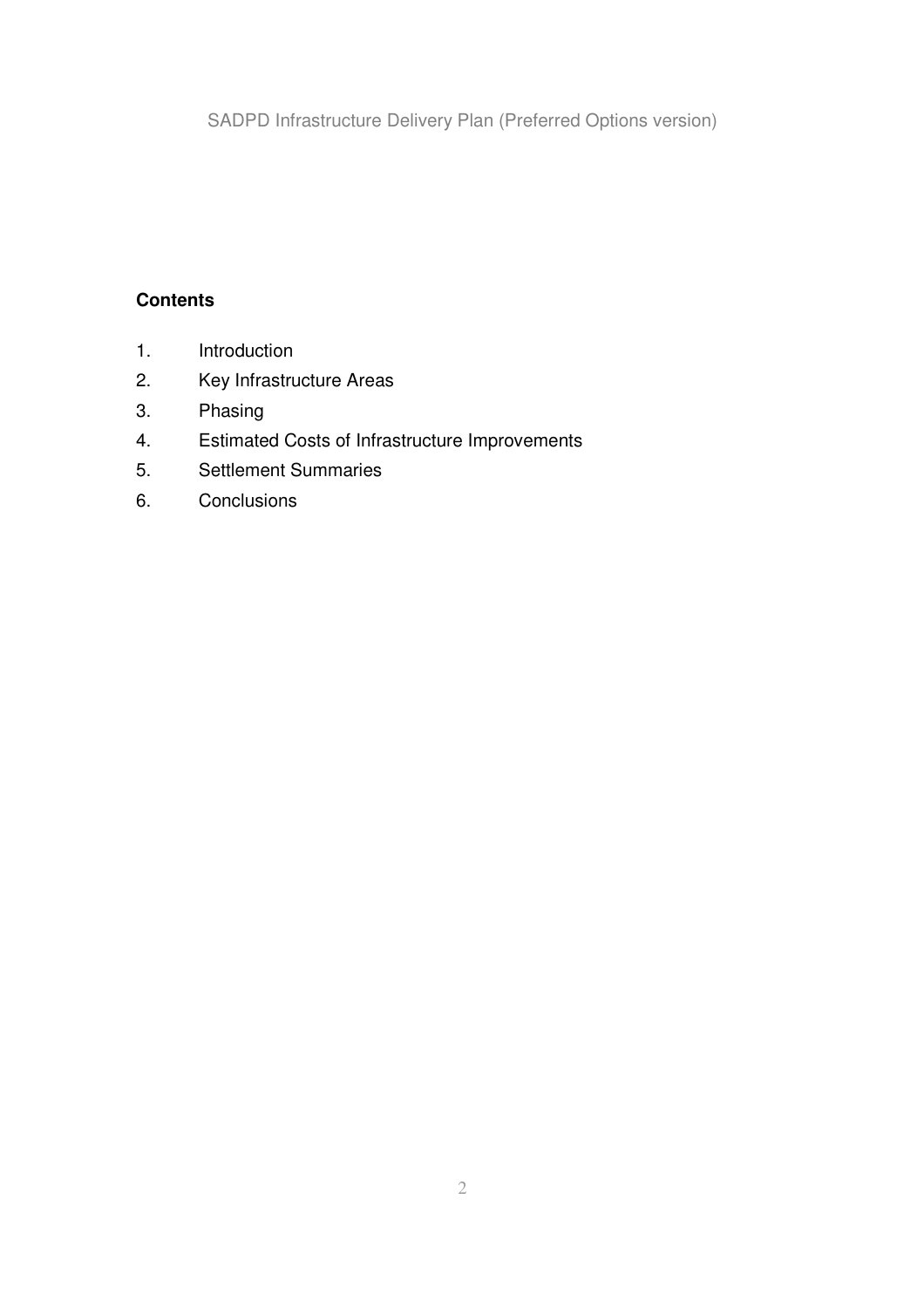**Contents**

1. Introduction
2. Key Infrastructure Areas
3. Phasing
4. Estimated Costs of Infrastructure Improvements
5. Settlement Summaries
6. Conclusions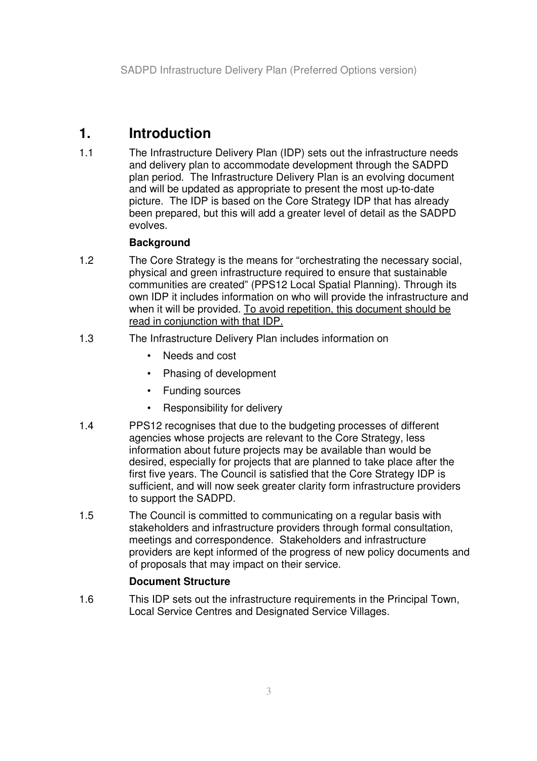# 1. Introduction

1.1 The Infrastructure Delivery Plan (IDP) sets out the infrastructure needs and delivery plan to accommodate development through the SADPD plan period. The Infrastructure Delivery Plan is an evolving document and will be updated as appropriate to present the most up-to-date picture. The IDP is based on the Core Strategy IDP that has already been prepared, but this will add a greater level of detail as the SADPD evolves.

### Background

1.2 The Core Strategy is the means for "orchestrating the necessary social, physical and green infrastructure required to ensure that sustainable communities are created" (PPS12 Local Spatial Planning). Through its own IDP it includes information on who will provide the infrastructure and when it will be provided. <u>To avoid repetition, this document should be read in conjunction with that IDP.</u>

1.3 The Infrastructure Delivery Plan includes information on

- Needs and cost
- Phasing of development
- Funding sources
- Responsibility for delivery

1.4 PPS12 recognises that due to the budgeting processes of different agencies whose projects are relevant to the Core Strategy, less information about future projects may be available than would be desired, especially for projects that are planned to take place after the first five years. The Council is satisfied that the Core Strategy IDP is sufficient, and will now seek greater clarity form infrastructure providers to support the SADPD.

1.5 The Council is committed to communicating on a regular basis with stakeholders and infrastructure providers through formal consultation, meetings and correspondence. Stakeholders and infrastructure providers are kept informed of the progress of new policy documents and of proposals that may impact on their service.

### Document Structure

1.6 This IDP sets out the infrastructure requirements in the Principal Town, Local Service Centres and Designated Service Villages.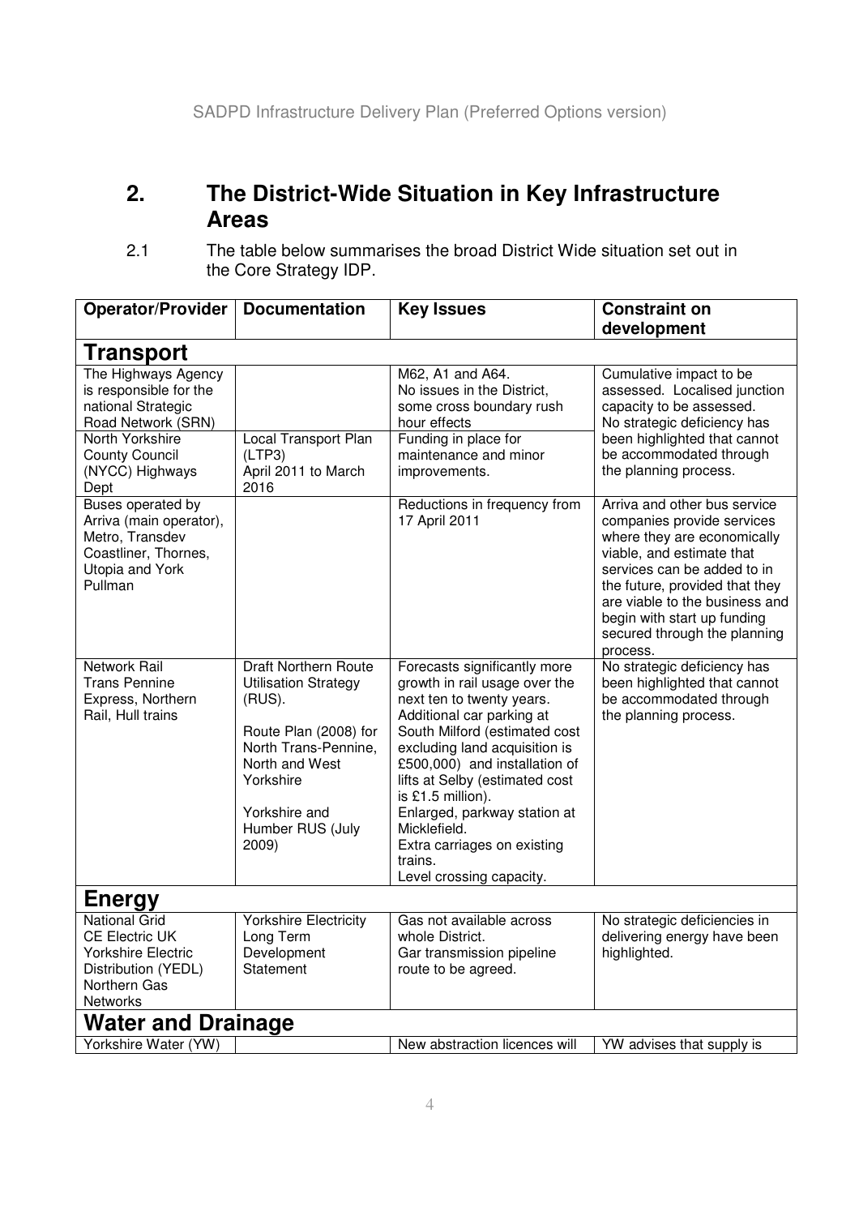## 2. The District-Wide Situation in Key Infrastructure Areas

2.1 The table below summarises the broad District Wide situation set out in the Core Strategy IDP.

| Operator/Provider | Documentation | Key Issues | Constraint on development |
|---|---|---|---|
| **Transport** | | | |
| The Highways Agency is responsible for the national Strategic Road Network (SRN) | | M62, A1 and A64. No issues in the District, some cross boundary rush hour effects | Cumulative impact to be assessed. Localised junction capacity to be assessed. No strategic deficiency has been highlighted that cannot be accommodated through the planning process. |
| North Yorkshire County Council (NYCC) Highways Dept | Local Transport Plan (LTP3) April 2011 to March 2016 | Funding in place for maintenance and minor improvements. | |
| Buses operated by Arriva (main operator), Metro, Transdev Coastliner, Thornes, Utopia and York Pullman | | Reductions in frequency from 17 April 2011 | Arriva and other bus service companies provide services where they are economically viable, and estimate that services can be added to in the future, provided that they are viable to the business and begin with start up funding secured through the planning process. |
| Network Rail Trans Pennine Express, Northern Rail, Hull trains | Draft Northern Route Utilisation Strategy (RUS). Route Plan (2008) for North Trans-Pennine, North and West Yorkshire Yorkshire and Humber RUS (July 2009) | Forecasts significantly more growth in rail usage over the next ten to twenty years. Additional car parking at South Milford (estimated cost excluding land acquisition is £500,000) and installation of lifts at Selby (estimated cost is £1.5 million). Enlarged, parkway station at Micklefield. Extra carriages on existing trains. Level crossing capacity. | No strategic deficiency has been highlighted that cannot be accommodated through the planning process. |
| **Energy** | | | |
| National Grid CE Electric UK Yorkshire Electric Distribution (YEDL) Northern Gas Networks | Yorkshire Electricity Long Term Development Statement | Gas not available across whole District. Gar transmission pipeline route to be agreed. | No strategic deficiencies in delivering energy have been highlighted. |
| **Water and Drainage** | | | |
| Yorkshire Water (YW) | | New abstraction licences will | YW advises that supply is |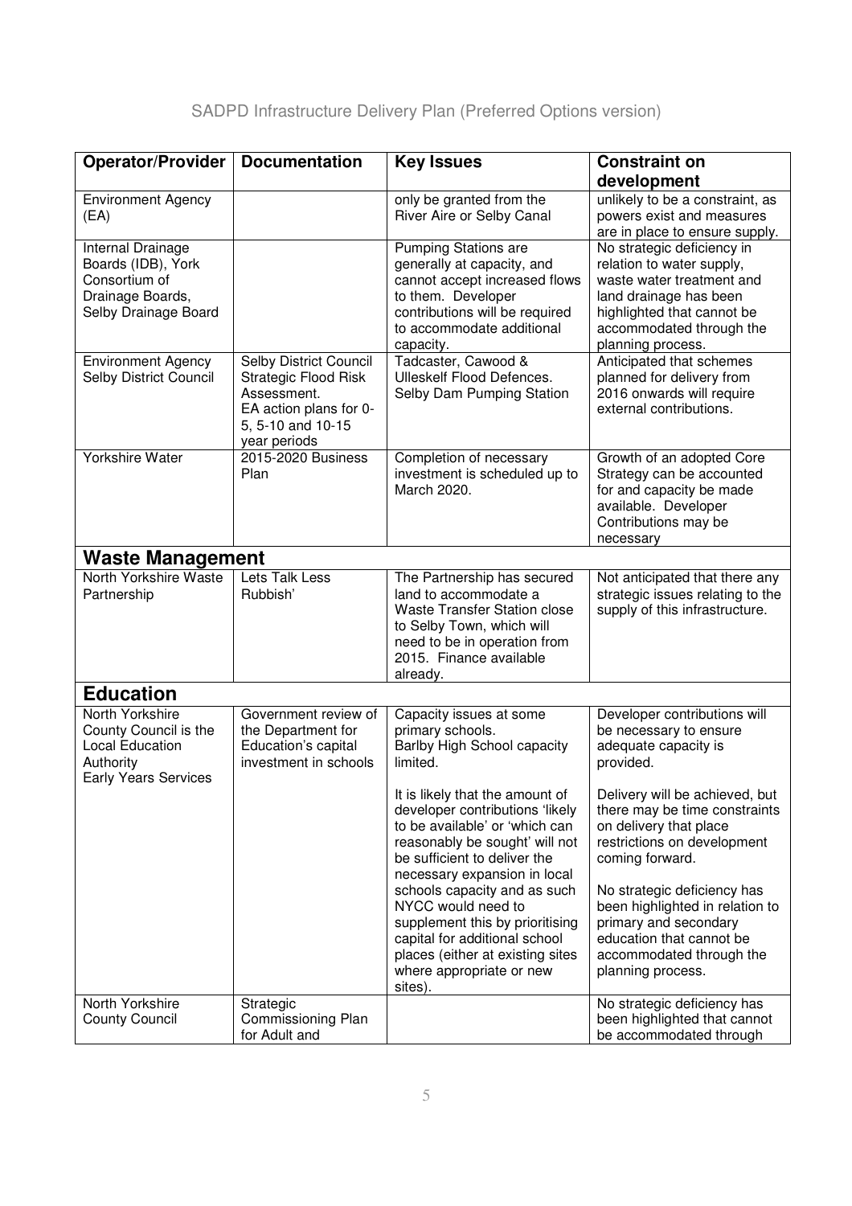| Operator/Provider | Documentation | Key Issues | Constraint on development |
|---|---|---|---|
| Environment Agency (EA) | | only be granted from the River Aire or Selby Canal | unlikely to be a constraint, as powers exist and measures are in place to ensure supply. |
| Internal Drainage Boards (IDB), York Consortium of Drainage Boards, Selby Drainage Board | | Pumping Stations are generally at capacity, and cannot accept increased flows to them. Developer contributions will be required to accommodate additional capacity. | No strategic deficiency in relation to water supply, waste water treatment and land drainage has been highlighted that cannot be accommodated through the planning process. |
| Environment Agency Selby District Council | Selby District Council Strategic Flood Risk Assessment. EA action plans for 0-5, 5-10 and 10-15 year periods | Tadcaster, Cawood & Ulleskelf Flood Defences. Selby Dam Pumping Station | Anticipated that schemes planned for delivery from 2016 onwards will require external contributions. |
| Yorkshire Water | 2015-2020 Business Plan | Completion of necessary investment is scheduled up to March 2020. | Growth of an adopted Core Strategy can be accounted for and capacity be made available. Developer Contributions may be necessary |
| **Waste Management** | | | |
| North Yorkshire Waste Partnership | Lets Talk Less Rubbish' | The Partnership has secured land to accommodate a Waste Transfer Station close to Selby Town, which will need to be in operation from 2015. Finance available already. | Not anticipated that there any strategic issues relating to the supply of this infrastructure. |
| **Education** | | | |
| North Yorkshire County Council is the Local Education Authority Early Years Services | Government review of the Department for Education's capital investment in schools | Capacity issues at some primary schools. Barlby High School capacity limited. <br><br> It is likely that the amount of developer contributions 'likely to be available' or 'which can reasonably be sought' will not be sufficient to deliver the necessary expansion in local schools capacity and as such NYCC would need to supplement this by prioritising capital for additional school places (either at existing sites where appropriate or new sites). | Developer contributions will be necessary to ensure adequate capacity is provided. <br><br> Delivery will be achieved, but there may be time constraints on delivery that place restrictions on development coming forward. <br><br> No strategic deficiency has been highlighted in relation to primary and secondary education that cannot be accommodated through the planning process. |
| North Yorkshire County Council | Strategic Commissioning Plan for Adult and | | No strategic deficiency has been highlighted that cannot be accommodated through |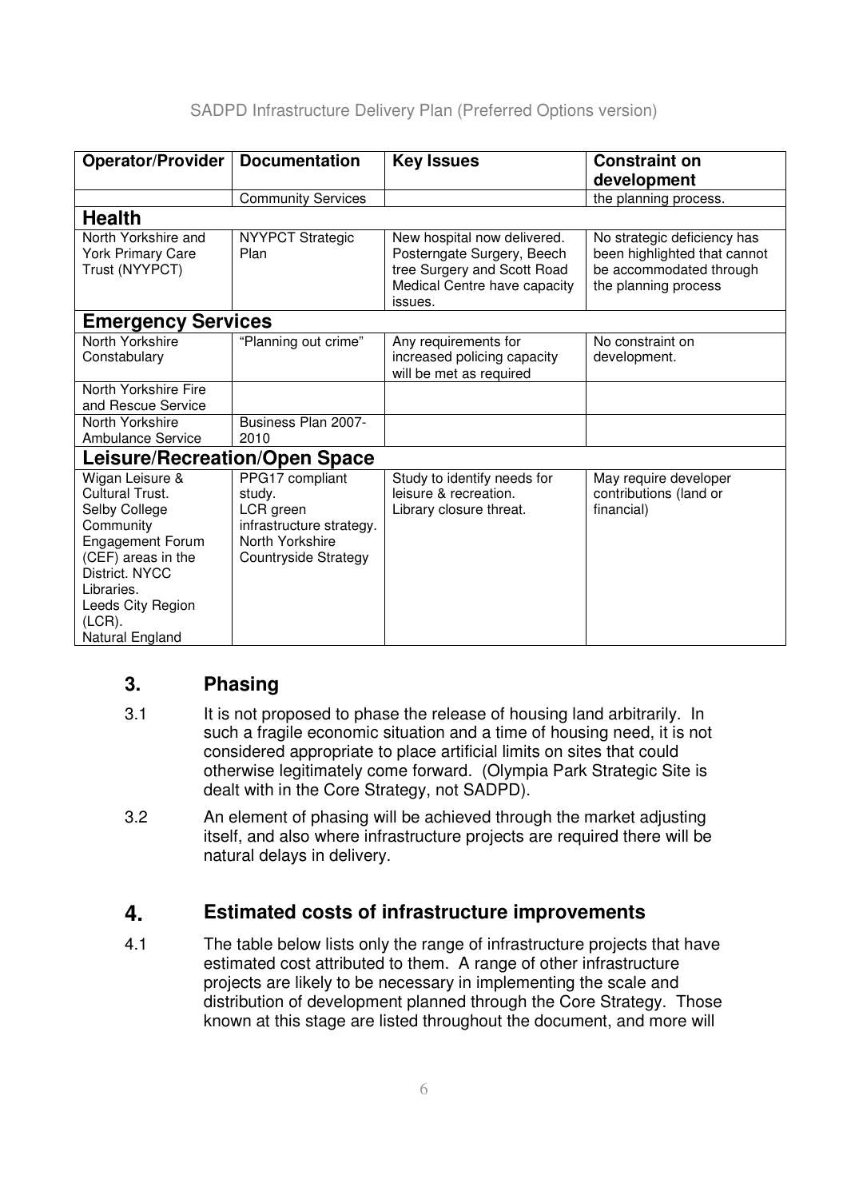| Operator/Provider | Documentation | Key Issues | Constraint on development |
| --- | --- | --- | --- |
| | Community Services | | the planning process. |
| **Health** | | | |
| North Yorkshire and York Primary Care Trust (NYYPCT) | NYYPCT Strategic Plan | New hospital now delivered. Posterngate Surgery, Beech tree Surgery and Scott Road Medical Centre have capacity issues. | No strategic deficiency has been highlighted that cannot be accommodated through the planning process |
| **Emergency Services** | | | |
| North Yorkshire Constabulary | "Planning out crime" | Any requirements for increased policing capacity will be met as required | No constraint on development. |
| North Yorkshire Fire and Rescue Service | | | |
| North Yorkshire Ambulance Service | Business Plan 2007-2010 | | |
| **Leisure/Recreation/Open Space** | | | |
| Wigan Leisure & Cultural Trust. Selby College Community Engagement Forum (CEF) areas in the District. NYCC Libraries. Leeds City Region (LCR). Natural England | PPG17 compliant study. LCR green infrastructure strategy. North Yorkshire Countryside Strategy | Study to identify needs for leisure & recreation. Library closure threat. | May require developer contributions (land or financial) |

## 3. Phasing

3.1 It is not proposed to phase the release of housing land arbitrarily. In such a fragile economic situation and a time of housing need, it is not considered appropriate to place artificial limits on sites that could otherwise legitimately come forward. (Olympia Park Strategic Site is dealt with in the Core Strategy, not SADPD).

3.2 An element of phasing will be achieved through the market adjusting itself, and also where infrastructure projects are required there will be natural delays in delivery.

## 4. Estimated costs of infrastructure improvements

4.1 The table below lists only the range of infrastructure projects that have estimated cost attributed to them. A range of other infrastructure projects are likely to be necessary in implementing the scale and distribution of development planned through the Core Strategy. Those known at this stage are listed throughout the document, and more will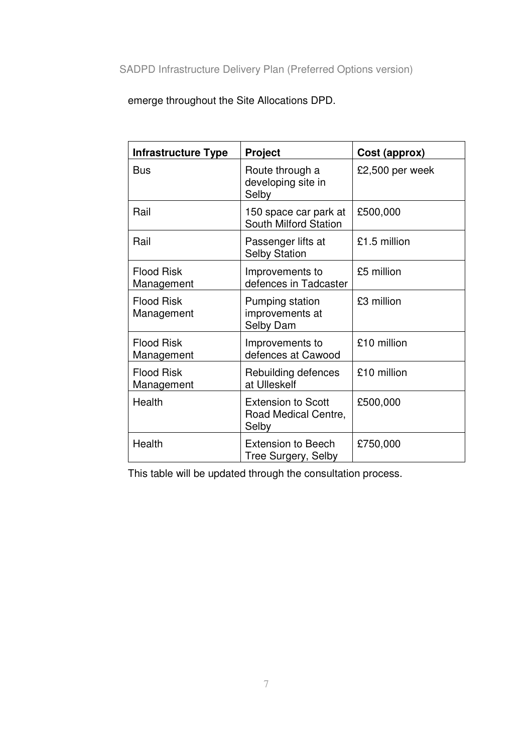emerge throughout the Site Allocations DPD.

| Infrastructure Type | Project | Cost (approx) |
|---|---|---|
| Bus | Route through a developing site in Selby | £2,500 per week |
| Rail | 150 space car park at South Milford Station | £500,000 |
| Rail | Passenger lifts at Selby Station | £1.5 million |
| Flood Risk Management | Improvements to defences in Tadcaster | £5 million |
| Flood Risk Management | Pumping station improvements at Selby Dam | £3 million |
| Flood Risk Management | Improvements to defences at Cawood | £10 million |
| Flood Risk Management | Rebuilding defences at Ulleskelf | £10 million |
| Health | Extension to Scott Road Medical Centre, Selby | £500,000 |
| Health | Extension to Beech Tree Surgery, Selby | £750,000 |

This table will be updated through the consultation process.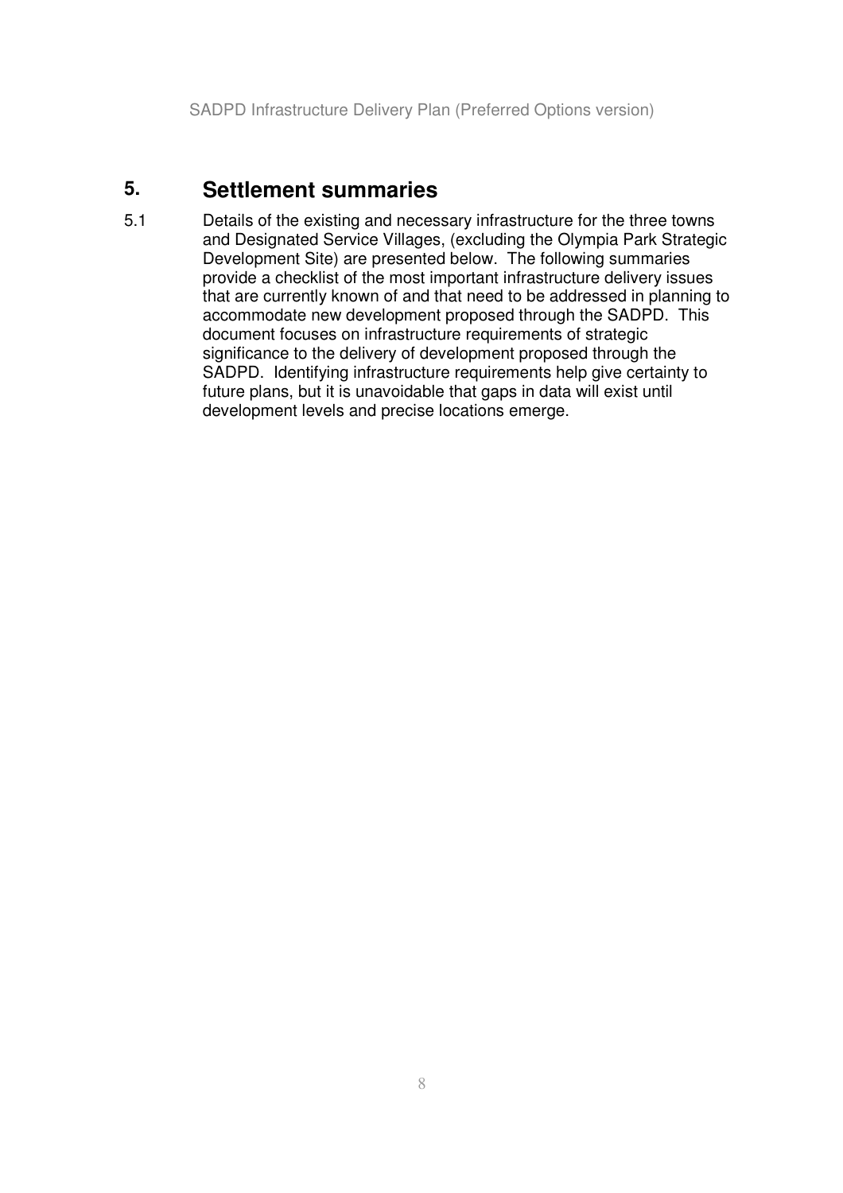# 5. Settlement summaries

5.1 Details of the existing and necessary infrastructure for the three towns and Designated Service Villages, (excluding the Olympia Park Strategic Development Site) are presented below. The following summaries provide a checklist of the most important infrastructure delivery issues that are currently known of and that need to be addressed in planning to accommodate new development proposed through the SADPD. This document focuses on infrastructure requirements of strategic significance to the delivery of development proposed through the SADPD. Identifying infrastructure requirements help give certainty to future plans, but it is unavoidable that gaps in data will exist until development levels and precise locations emerge.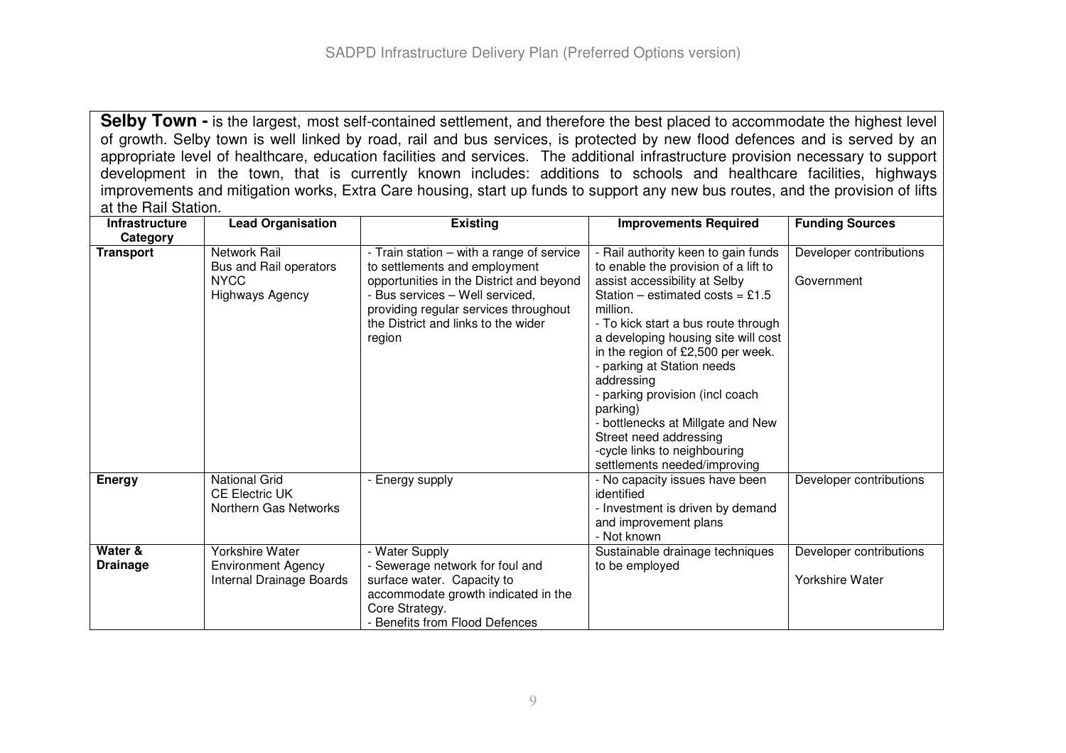**Selby Town -** is the largest, most self-contained settlement, and therefore the best placed to accommodate the highest level of growth. Selby town is well linked by road, rail and bus services, is protected by new flood defences and is served by an appropriate level of healthcare, education facilities and services. The additional infrastructure provision necessary to support development in the town, that is currently known includes: additions to schools and healthcare facilities, highways improvements and mitigation works, Extra Care housing, start up funds to support any new bus routes, and the provision of lifts at the Rail Station.

| Infrastructure Category | Lead Organisation | Existing | Improvements Required | Funding Sources |
|---|---|---|---|---|
| **Transport** | Network Rail<br>Bus and Rail operators<br>NYCC<br>Highways Agency | - Train station – with a range of service to settlements and employment opportunities in the District and beyond<br>- Bus services – Well serviced, providing regular services throughout the District and links to the wider region | - Rail authority keen to gain funds to enable the provision of a lift to assist accessibility at Selby Station – estimated costs = £1.5 million.<br>- To kick start a bus route through a developing housing site will cost in the region of £2,500 per week.<br>- parking at Station needs addressing<br>- parking provision (incl coach parking)<br>- bottlenecks at Millgate and New Street need addressing<br>-cycle links to neighbouring settlements needed/improving | Developer contributions<br><br>Government |
| **Energy** | National Grid<br>CE Electric UK<br>Northern Gas Networks | - Energy supply | - No capacity issues have been identified<br>- Investment is driven by demand and improvement plans<br>- Not known | Developer contributions |
| **Water & Drainage** | Yorkshire Water<br>Environment Agency<br>Internal Drainage Boards | - Water Supply<br>- Sewerage network for foul and surface water. Capacity to accommodate growth indicated in the Core Strategy.<br>- Benefits from Flood Defences | Sustainable drainage techniques to be employed | Developer contributions<br><br>Yorkshire Water |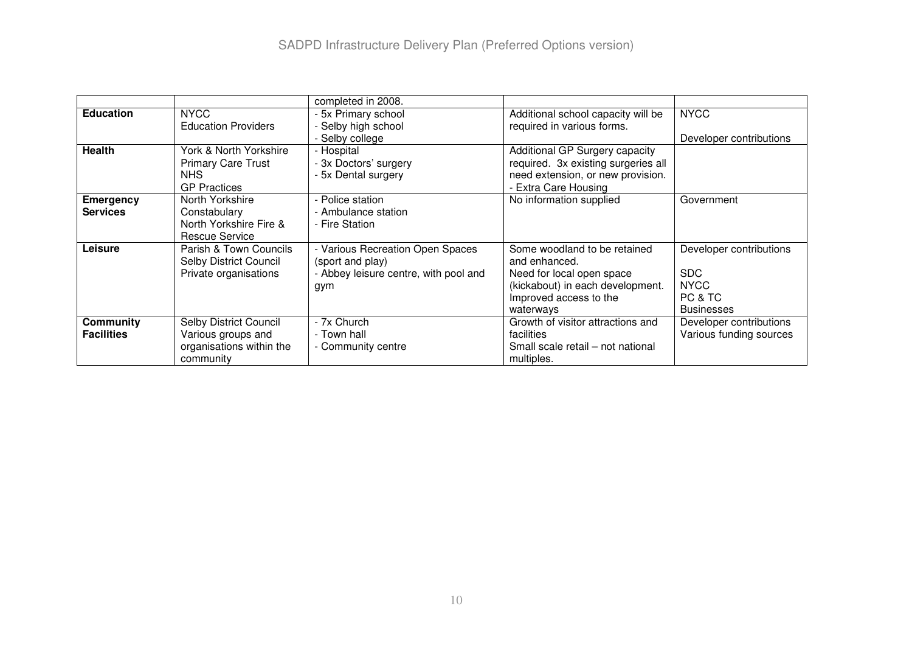| | | completed in 2008. | | |
|---|---|---|---|---|
| **Education** | NYCC<br>Education Providers | - 5x Primary school<br>- Selby high school<br>- Selby college | Additional school capacity will be required in various forms. | NYCC<br><br>Developer contributions |
| **Health** | York & North Yorkshire Primary Care Trust<br>NHS<br>GP Practices | - Hospital<br>- 3x Doctors' surgery<br>- 5x Dental surgery | Additional GP Surgery capacity required. 3x existing surgeries all need extension, or new provision.<br>- Extra Care Housing | |
| **Emergency Services** | North Yorkshire Constabulary<br>North Yorkshire Fire & Rescue Service | - Police station<br>- Ambulance station<br>- Fire Station | No information supplied | Government |
| **Leisure** | Parish & Town Councils<br>Selby District Council<br>Private organisations | - Various Recreation Open Spaces (sport and play)<br>- Abbey leisure centre, with pool and gym | Some woodland to be retained and enhanced.<br>Need for local open space (kickabout) in each development.<br>Improved access to the waterways | Developer contributions<br><br>SDC<br>NYCC<br>PC & TC<br>Businesses |
| **Community Facilities** | Selby District Council<br>Various groups and organisations within the community | - 7x Church<br>- Town hall<br>- Community centre | Growth of visitor attractions and facilities<br>Small scale retail – not national multiples. | Developer contributions<br>Various funding sources |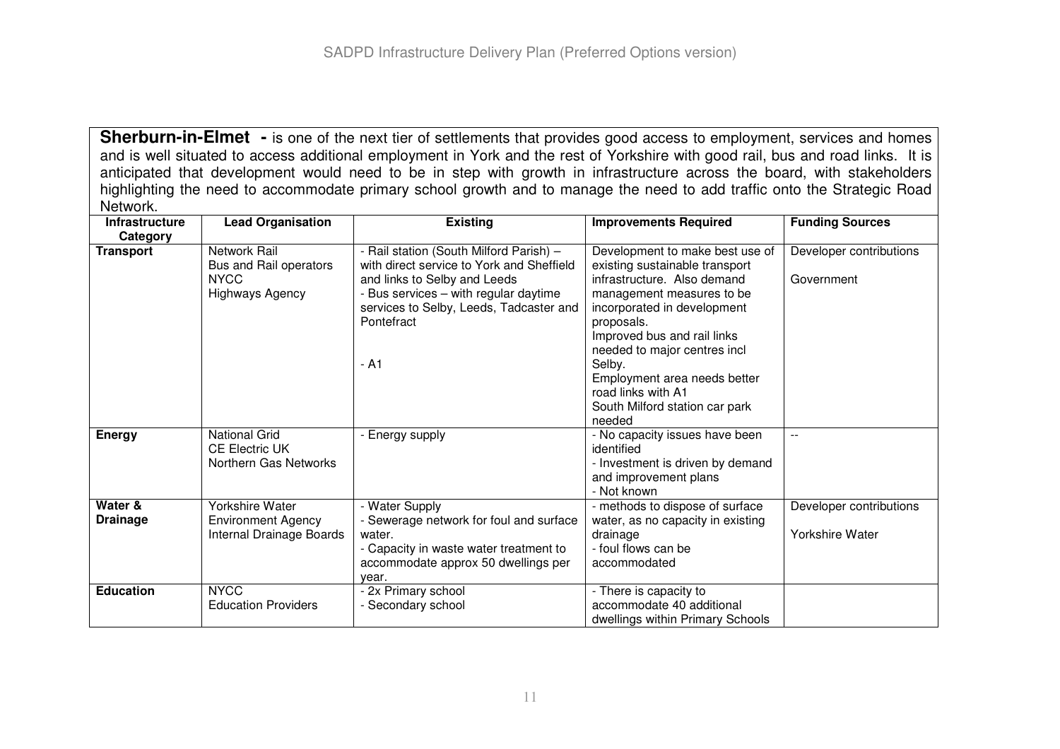**Sherburn-in-Elmet -** is one of the next tier of settlements that provides good access to employment, services and homes and is well situated to access additional employment in York and the rest of Yorkshire with good rail, bus and road links. It is anticipated that development would need to be in step with growth in infrastructure across the board, with stakeholders highlighting the need to accommodate primary school growth and to manage the need to add traffic onto the Strategic Road Network.

| Infrastructure Category | Lead Organisation | Existing | Improvements Required | Funding Sources |
|---|---|---|---|---|
| **Transport** | Network Rail<br>Bus and Rail operators<br>NYCC<br>Highways Agency | - Rail station (South Milford Parish) – with direct service to York and Sheffield and links to Selby and Leeds<br>- Bus services – with regular daytime services to Selby, Leeds, Tadcaster and Pontefract<br><br>- A1 | Development to make best use of existing sustainable transport infrastructure. Also demand management measures to be incorporated in development proposals.<br>Improved bus and rail links needed to major centres incl Selby.<br>Employment area needs better road links with A1<br>South Milford station car park needed | Developer contributions<br><br>Government |
| **Energy** | National Grid<br>CE Electric UK<br>Northern Gas Networks | - Energy supply | - No capacity issues have been identified<br>- Investment is driven by demand and improvement plans<br>- Not known | -- |
| **Water & Drainage** | Yorkshire Water<br>Environment Agency<br>Internal Drainage Boards | - Water Supply<br>- Sewerage network for foul and surface water.<br>- Capacity in waste water treatment to accommodate approx 50 dwellings per year. | - methods to dispose of surface water, as no capacity in existing drainage<br>- foul flows can be accommodated | Developer contributions<br><br>Yorkshire Water |
| **Education** | NYCC<br>Education Providers | - 2x Primary school<br>- Secondary school | - There is capacity to accommodate 40 additional dwellings within Primary Schools | |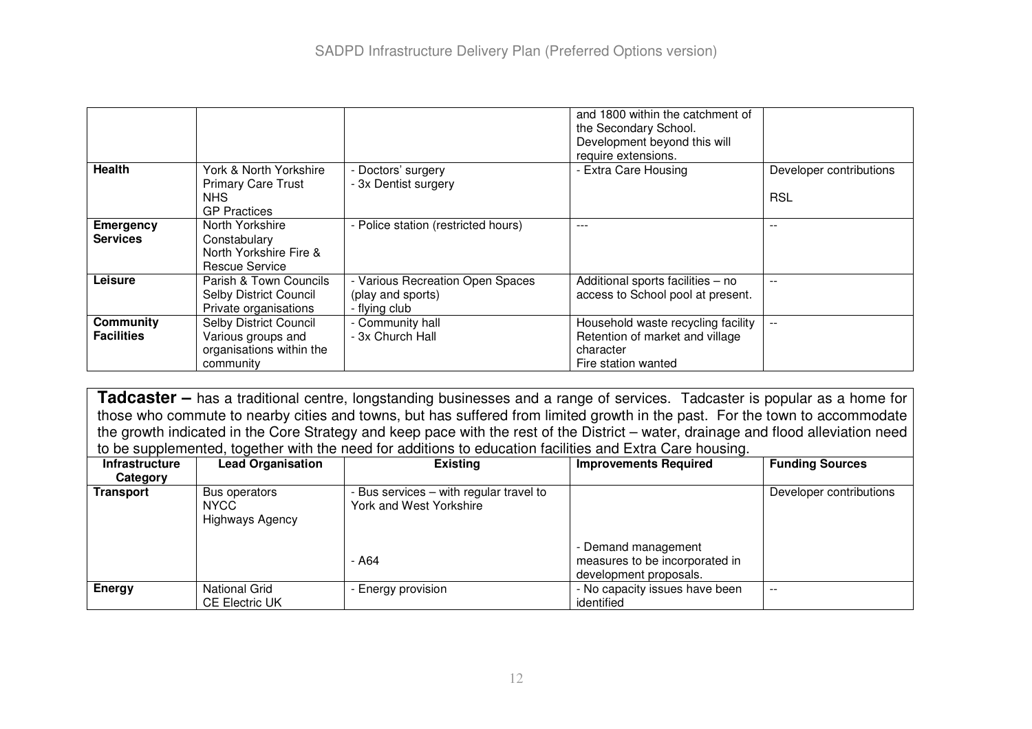|  |  |  | and 1800 within the catchment of the Secondary School. Development beyond this will require extensions. |  |
|---|---|---|---|---|
| **Health** | York & North Yorkshire Primary Care Trust NHS GP Practices | - Doctors' surgery - 3x Dentist surgery | - Extra Care Housing | Developer contributions RSL |
| **Emergency Services** | North Yorkshire Constabulary North Yorkshire Fire & Rescue Service | - Police station (restricted hours) | --- | -- |
| **Leisure** | Parish & Town Councils Selby District Council Private organisations | - Various Recreation Open Spaces (play and sports) - flying club | Additional sports facilities – no access to School pool at present. | -- |
| **Community Facilities** | Selby District Council Various groups and organisations within the community | - Community hall - 3x Church Hall | Household waste recycling facility Retention of market and village character Fire station wanted | -- |

**Tadcaster –** has a traditional centre, longstanding businesses and a range of services. Tadcaster is popular as a home for those who commute to nearby cities and towns, but has suffered from limited growth in the past. For the town to accommodate the growth indicated in the Core Strategy and keep pace with the rest of the District – water, drainage and flood alleviation need to be supplemented, together with the need for additions to education facilities and Extra Care housing.

| Infrastructure Category | Lead Organisation | Existing | Improvements Required | Funding Sources |
|---|---|---|---|---|
| **Transport** | Bus operators NYCC Highways Agency | - Bus services – with regular travel to York and West Yorkshire |  | Developer contributions |
|  |  | - A64 | - Demand management measures to be incorporated in development proposals. |  |
| **Energy** | National Grid CE Electric UK | - Energy provision | - No capacity issues have been identified | -- |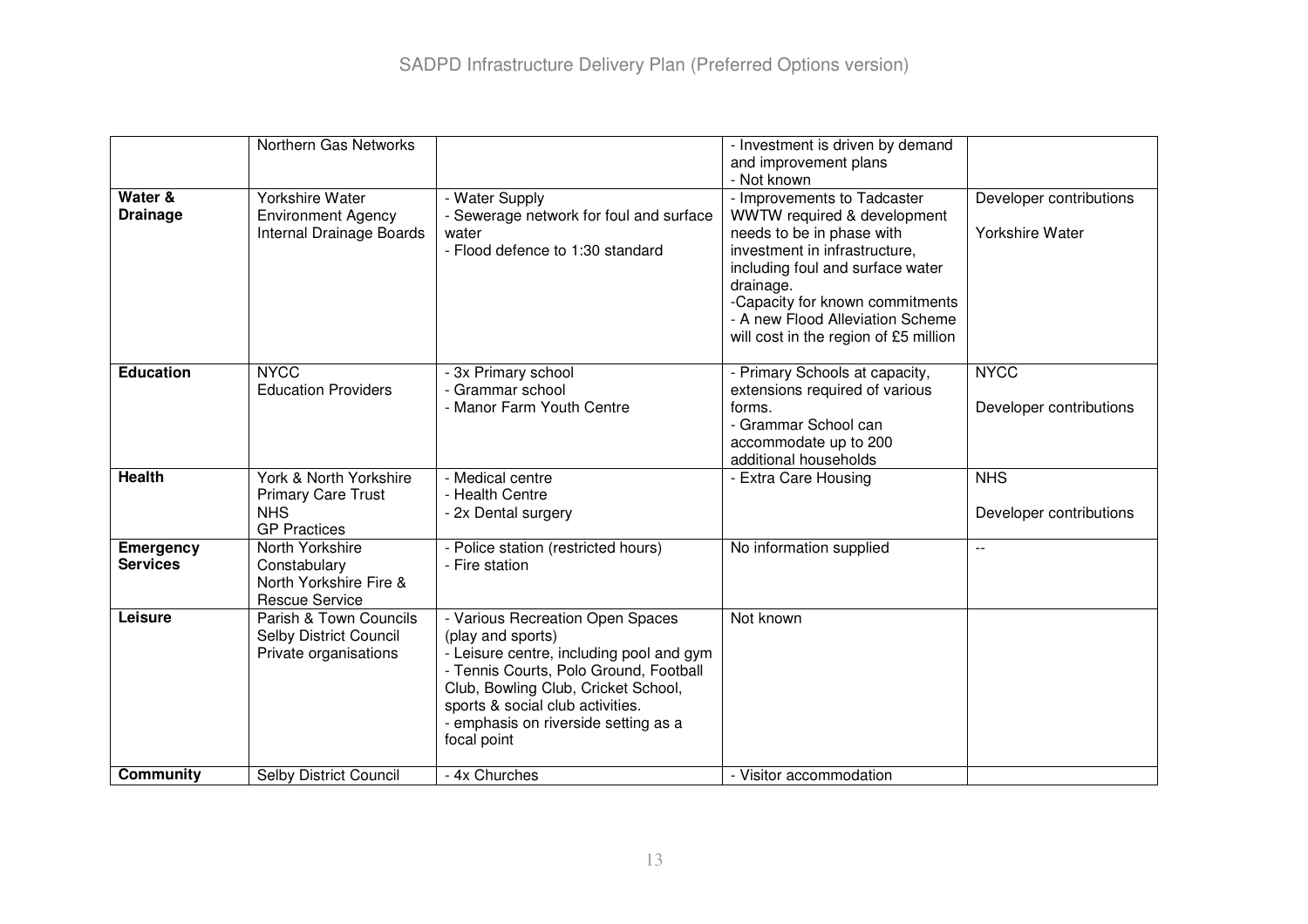| | Northern Gas Networks | | - Investment is driven by demand and improvement plans<br>- Not known | |
|---|---|---|---|---|
| **Water & Drainage** | Yorkshire Water<br>Environment Agency<br>Internal Drainage Boards | - Water Supply<br>- Sewerage network for foul and surface water<br>- Flood defence to 1:30 standard | - Improvements to Tadcaster WWTW required & development needs to be in phase with investment in infrastructure, including foul and surface water drainage.<br>-Capacity for known commitments<br>- A new Flood Alleviation Scheme will cost in the region of £5 million | Developer contributions<br><br>Yorkshire Water |
| **Education** | NYCC<br>Education Providers | - 3x Primary school<br>- Grammar school<br>- Manor Farm Youth Centre | - Primary Schools at capacity, extensions required of various forms.<br>- Grammar School can accommodate up to 200 additional households | NYCC<br><br>Developer contributions |
| **Health** | York & North Yorkshire Primary Care Trust<br>NHS<br>GP Practices | - Medical centre<br>- Health Centre<br>- 2x Dental surgery | - Extra Care Housing | NHS<br><br>Developer contributions |
| **Emergency Services** | North Yorkshire Constabulary<br>North Yorkshire Fire & Rescue Service | - Police station (restricted hours)<br>- Fire station | No information supplied | -- |
| **Leisure** | Parish & Town Councils<br>Selby District Council<br>Private organisations | - Various Recreation Open Spaces (play and sports)<br>- Leisure centre, including pool and gym<br>- Tennis Courts, Polo Ground, Football Club, Bowling Club, Cricket School, sports & social club activities.<br>- emphasis on riverside setting as a focal point | Not known | |
| **Community** | Selby District Council | - 4x Churches | - Visitor accommodation | |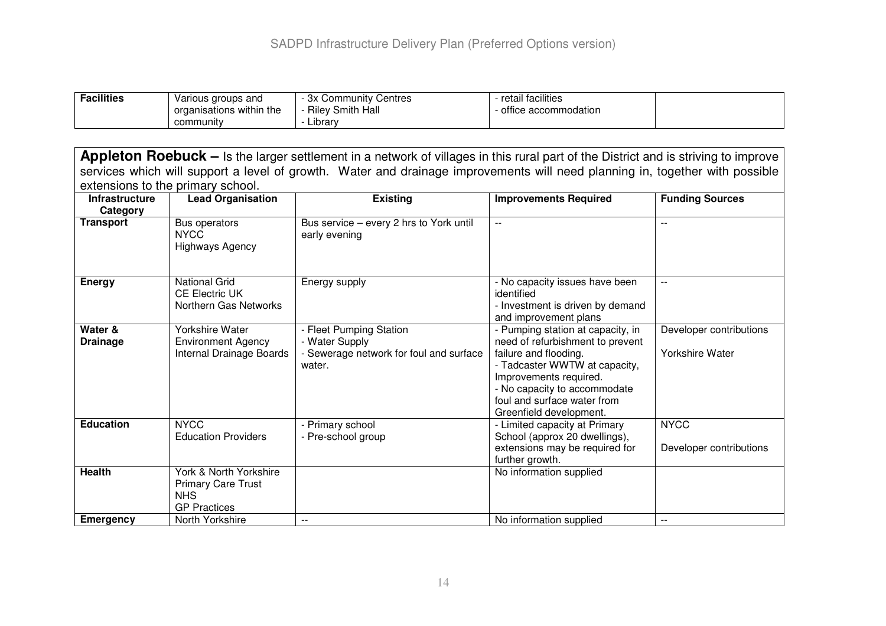| Facilities | Various groups and organisations within the community | - 3x Community Centres<br>- Riley Smith Hall<br>- Library | - retail facilities<br>- office accommodation | |
|---|---|---|---|---|

**Appleton Roebuck –** Is the larger settlement in a network of villages in this rural part of the District and is striving to improve services which will support a level of growth. Water and drainage improvements will need planning in, together with possible extensions to the primary school.

| Infrastructure Category | Lead Organisation | Existing | Improvements Required | Funding Sources |
|---|---|---|---|---|
| **Transport** | Bus operators<br>NYCC<br>Highways Agency | Bus service – every 2 hrs to York until early evening | -- | -- |
| **Energy** | National Grid<br>CE Electric UK<br>Northern Gas Networks | Energy supply | - No capacity issues have been identified<br>- Investment is driven by demand and improvement plans | -- |
| **Water & Drainage** | Yorkshire Water<br>Environment Agency<br>Internal Drainage Boards | - Fleet Pumping Station<br>- Water Supply<br>- Sewerage network for foul and surface water. | - Pumping station at capacity, in need of refurbishment to prevent failure and flooding.<br>- Tadcaster WWTW at capacity, Improvements required.<br>- No capacity to accommodate foul and surface water from Greenfield development. | Developer contributions<br><br>Yorkshire Water |
| **Education** | NYCC<br>Education Providers | - Primary school<br>- Pre-school group | - Limited capacity at Primary School (approx 20 dwellings), extensions may be required for further growth. | NYCC<br><br>Developer contributions |
| **Health** | York & North Yorkshire Primary Care Trust<br>NHS<br>GP Practices | | No information supplied | |
| **Emergency** | North Yorkshire | -- | No information supplied | -- |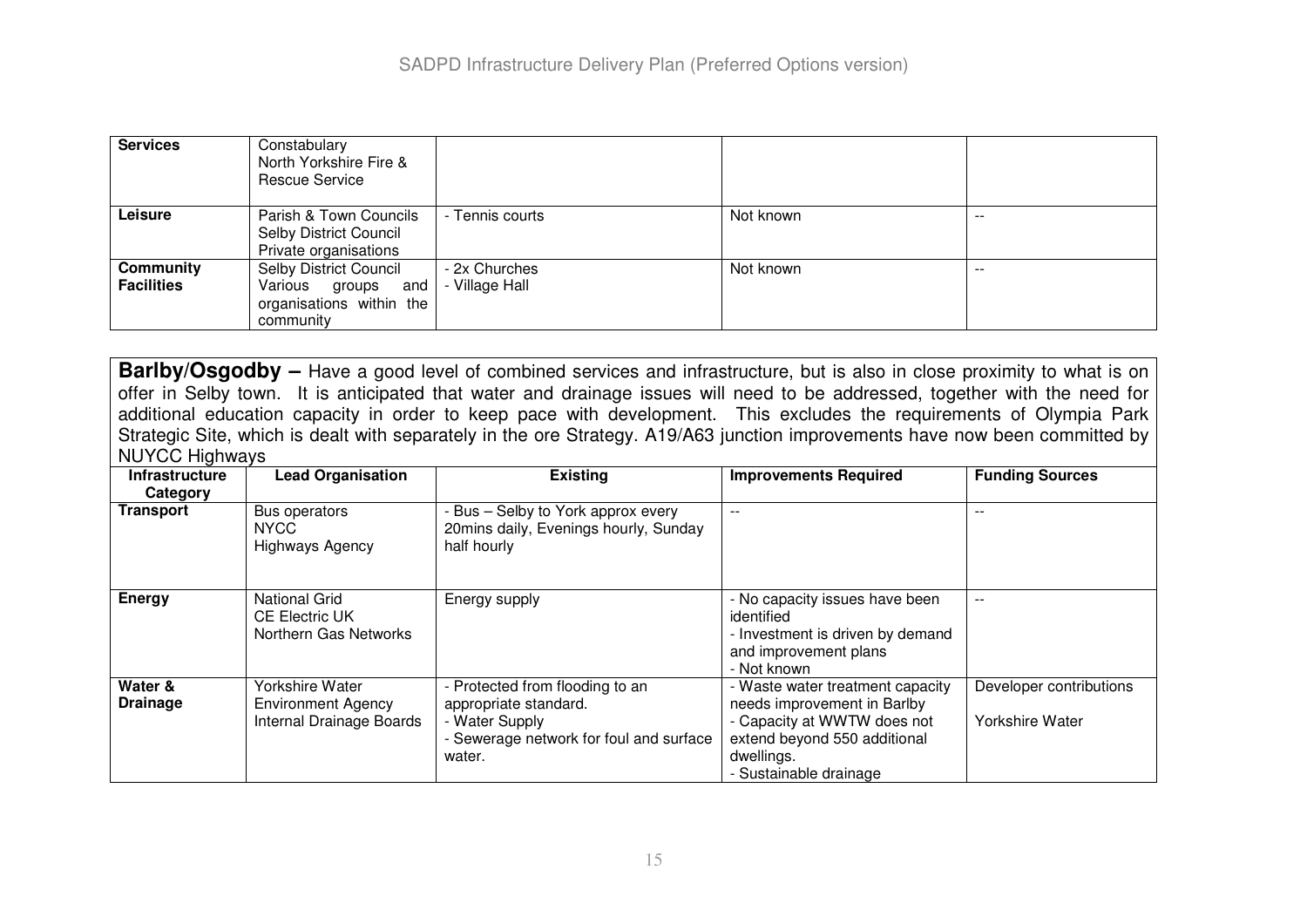| Services | Constabulary<br>North Yorkshire Fire & Rescue Service | | | |
|---|---|---|---|---|
| Leisure | Parish & Town Councils<br>Selby District Council<br>Private organisations | - Tennis courts | Not known | -- |
| Community Facilities | Selby District Council<br>Various groups and organisations within the community | - 2x Churches<br>- Village Hall | Not known | -- |

**Barlby/Osgodby –** Have a good level of combined services and infrastructure, but is also in close proximity to what is on offer in Selby town. It is anticipated that water and drainage issues will need to be addressed, together with the need for additional education capacity in order to keep pace with development. This excludes the requirements of Olympia Park Strategic Site, which is dealt with separately in the ore Strategy. A19/A63 junction improvements have now been committed by NUYCC Highways

| Infrastructure Category | Lead Organisation | Existing | Improvements Required | Funding Sources |
|---|---|---|---|---|
| Transport | Bus operators<br>NYCC<br>Highways Agency | - Bus – Selby to York approx every 20mins daily, Evenings hourly, Sunday half hourly | -- | -- |
| Energy | National Grid<br>CE Electric UK<br>Northern Gas Networks | Energy supply | - No capacity issues have been identified<br>- Investment is driven by demand and improvement plans<br>- Not known | -- |
| Water & Drainage | Yorkshire Water<br>Environment Agency<br>Internal Drainage Boards | - Protected from flooding to an appropriate standard.<br>- Water Supply<br>- Sewerage network for foul and surface water. | - Waste water treatment capacity needs improvement in Barlby<br>- Capacity at WWTW does not extend beyond 550 additional dwellings.<br>- Sustainable drainage | Developer contributions<br><br>Yorkshire Water |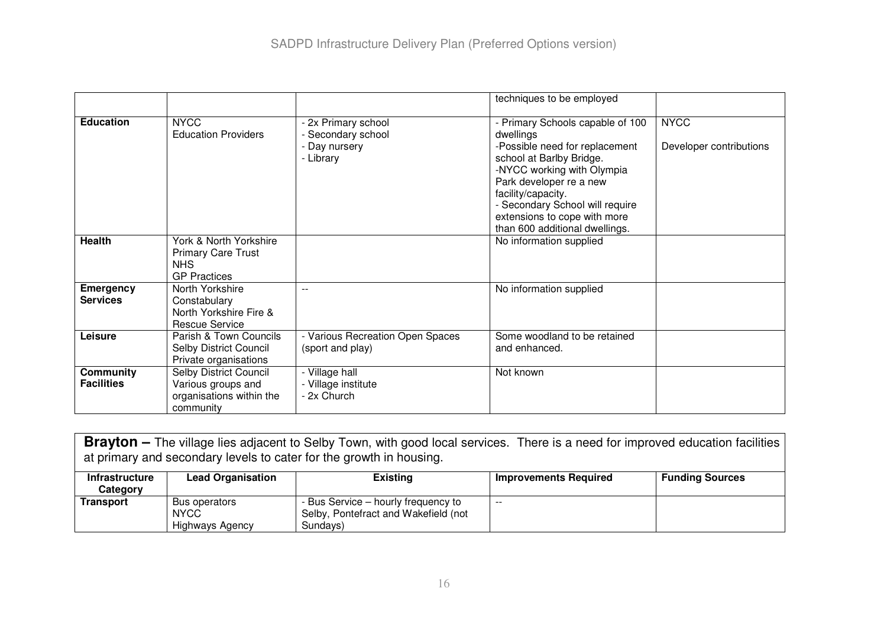| | | | techniques to be employed | |
|---|---|---|---|---|
| **Education** | NYCC<br>Education Providers | - 2x Primary school<br>- Secondary school<br>- Day nursery<br>- Library | - Primary Schools capable of 100 dwellings<br>-Possible need for replacement school at Barlby Bridge.<br>-NYCC working with Olympia Park developer re a new facility/capacity.<br>- Secondary School will require extensions to cope with more than 600 additional dwellings. | NYCC<br><br>Developer contributions |
| **Health** | York & North Yorkshire Primary Care Trust<br>NHS<br>GP Practices | | No information supplied | |
| **Emergency Services** | North Yorkshire Constabulary<br>North Yorkshire Fire & Rescue Service | -- | No information supplied | |
| **Leisure** | Parish & Town Councils<br>Selby District Council<br>Private organisations | - Various Recreation Open Spaces (sport and play) | Some woodland to be retained and enhanced. | |
| **Community Facilities** | Selby District Council<br>Various groups and organisations within the community | - Village hall<br>- Village institute<br>- 2x Church | Not known | |

**Brayton –** The village lies adjacent to Selby Town, with good local services. There is a need for improved education facilities at primary and secondary levels to cater for the growth in housing.

| Infrastructure Category | Lead Organisation | Existing | Improvements Required | Funding Sources |
|---|---|---|---|---|
| **Transport** | Bus operators<br>NYCC<br>Highways Agency | - Bus Service – hourly frequency to Selby, Pontefract and Wakefield (not Sundays) | -- | |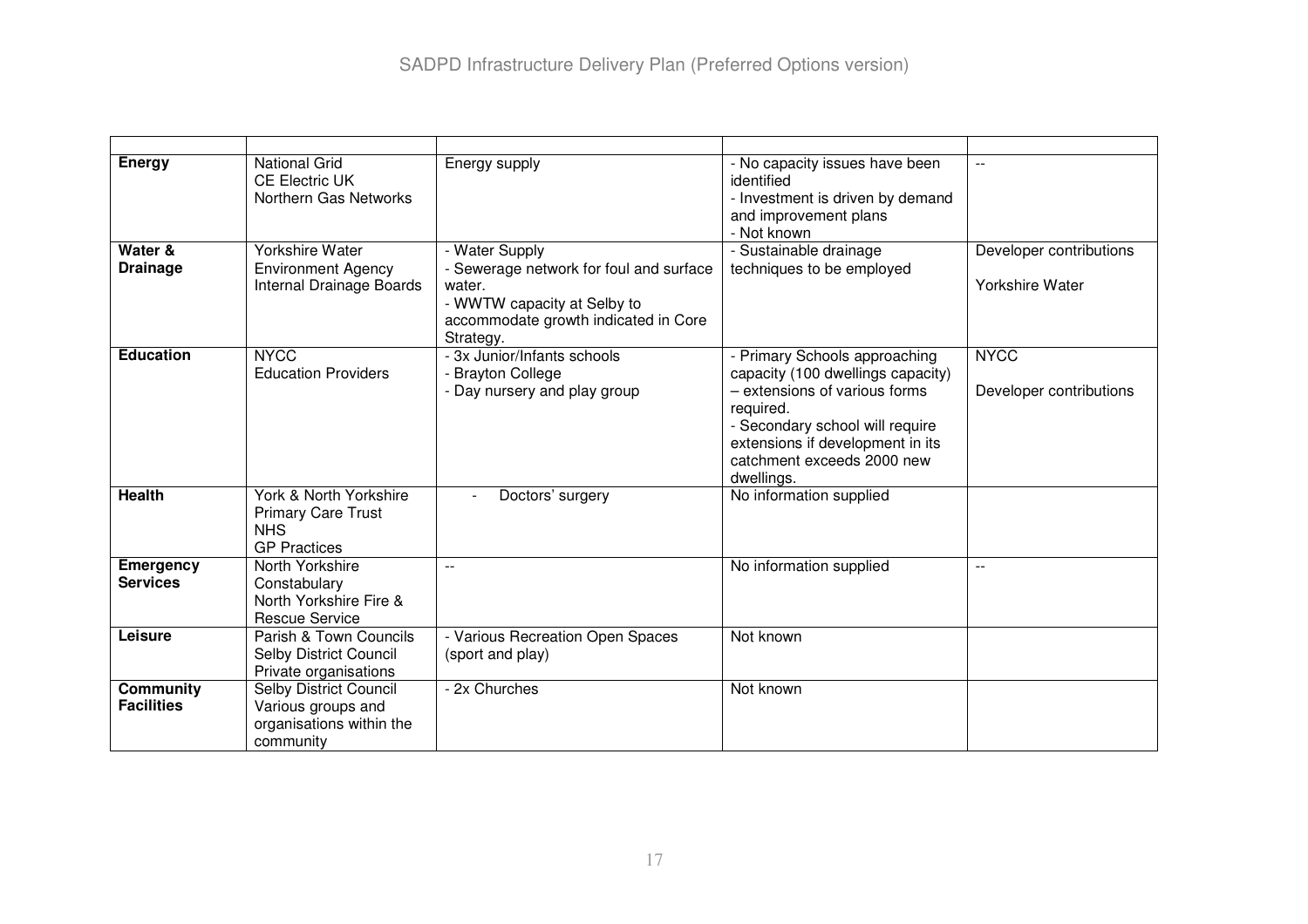| | | | | |
|---|---|---|---|---|
| **Energy** | National Grid<br>CE Electric UK<br>Northern Gas Networks | Energy supply | - No capacity issues have been identified<br>- Investment is driven by demand and improvement plans<br>- Not known | -- |
| **Water & Drainage** | Yorkshire Water<br>Environment Agency<br>Internal Drainage Boards | - Water Supply<br>- Sewerage network for foul and surface water.<br>- WWTW capacity at Selby to accommodate growth indicated in Core Strategy. | - Sustainable drainage techniques to be employed | Developer contributions<br><br>Yorkshire Water |
| **Education** | NYCC<br>Education Providers | - 3x Junior/Infants schools<br>- Brayton College<br>- Day nursery and play group | - Primary Schools approaching capacity (100 dwellings capacity) – extensions of various forms required.<br>- Secondary school will require extensions if development in its catchment exceeds 2000 new dwellings. | NYCC<br><br>Developer contributions |
| **Health** | York & North Yorkshire Primary Care Trust<br>NHS<br>GP Practices | - Doctors' surgery | No information supplied | |
| **Emergency Services** | North Yorkshire Constabulary<br>North Yorkshire Fire & Rescue Service | -- | No information supplied | -- |
| **Leisure** | Parish & Town Councils<br>Selby District Council<br>Private organisations | - Various Recreation Open Spaces (sport and play) | Not known | |
| **Community Facilities** | Selby District Council<br>Various groups and organisations within the community | - 2x Churches | Not known | |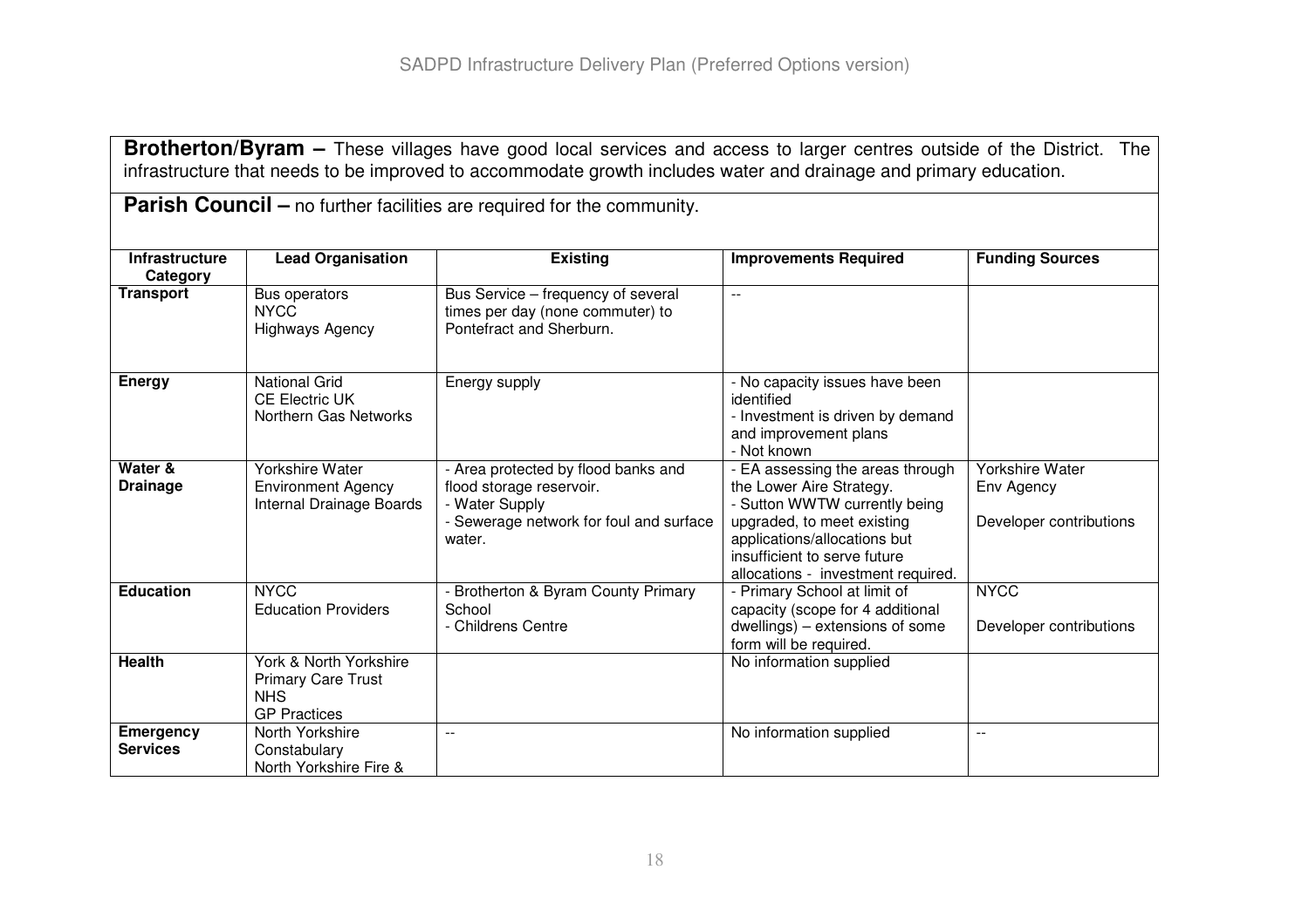**Brotherton/Byram –** These villages have good local services and access to larger centres outside of the District. The infrastructure that needs to be improved to accommodate growth includes water and drainage and primary education.

**Parish Council –** no further facilities are required for the community.

| Infrastructure Category | Lead Organisation | Existing | Improvements Required | Funding Sources |
|---|---|---|---|---|
| **Transport** | Bus operators<br>NYCC<br>Highways Agency | Bus Service – frequency of several times per day (none commuter) to Pontefract and Sherburn. | -- | |
| **Energy** | National Grid<br>CE Electric UK<br>Northern Gas Networks | Energy supply | - No capacity issues have been identified<br>- Investment is driven by demand and improvement plans<br>- Not known | |
| **Water & Drainage** | Yorkshire Water<br>Environment Agency<br>Internal Drainage Boards | - Area protected by flood banks and flood storage reservoir.<br>- Water Supply<br>- Sewerage network for foul and surface water. | - EA assessing the areas through the Lower Aire Strategy.<br>- Sutton WWTW currently being upgraded, to meet existing applications/allocations but insufficient to serve future allocations - investment required. | Yorkshire Water<br>Env Agency<br><br>Developer contributions |
| **Education** | NYCC<br>Education Providers | - Brotherton & Byram County Primary School<br>- Childrens Centre | - Primary School at limit of capacity (scope for 4 additional dwellings) – extensions of some form will be required. | NYCC<br><br>Developer contributions |
| **Health** | York & North Yorkshire Primary Care Trust<br>NHS<br>GP Practices | | No information supplied | |
| **Emergency Services** | North Yorkshire Constabulary<br>North Yorkshire Fire & | -- | No information supplied | -- |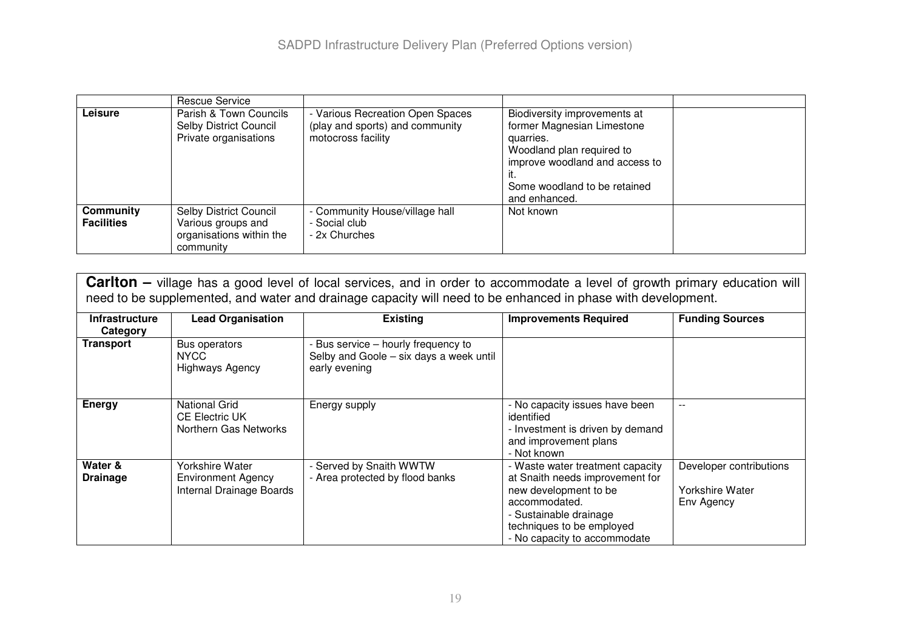| | | | | |
|---|---|---|---|---|
| | Rescue Service | | | |
| **Leisure** | Parish & Town Councils<br>Selby District Council<br>Private organisations | - Various Recreation Open Spaces (play and sports) and community motocross facility | Biodiversity improvements at former Magnesian Limestone quarries.<br>Woodland plan required to improve woodland and access to it.<br>Some woodland to be retained and enhanced. | |
| **Community Facilities** | Selby District Council<br>Various groups and organisations within the community | - Community House/village hall<br>- Social club<br>- 2x Churches | Not known | |

**Carlton –** village has a good level of local services, and in order to accommodate a level of growth primary education will need to be supplemented, and water and drainage capacity will need to be enhanced in phase with development.

| Infrastructure Category | Lead Organisation | Existing | Improvements Required | Funding Sources |
|---|---|---|---|---|
| **Transport** | Bus operators<br>NYCC<br>Highways Agency | - Bus service – hourly frequency to Selby and Goole – six days a week until early evening | | |
| **Energy** | National Grid<br>CE Electric UK<br>Northern Gas Networks | Energy supply | - No capacity issues have been identified<br>- Investment is driven by demand and improvement plans<br>- Not known | -- |
| **Water & Drainage** | Yorkshire Water<br>Environment Agency<br>Internal Drainage Boards | - Served by Snaith WWTW<br>- Area protected by flood banks | - Waste water treatment capacity at Snaith needs improvement for new development to be accommodated.<br>- Sustainable drainage techniques to be employed<br>- No capacity to accommodate | Developer contributions<br><br>Yorkshire Water<br>Env Agency |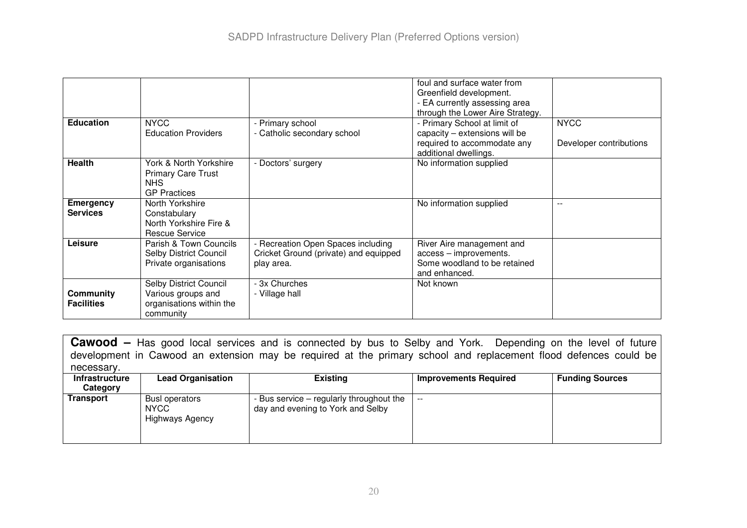| | | | | |
|---|---|---|---|---|
| | | | foul and surface water from Greenfield development.<br>- EA currently assessing area through the Lower Aire Strategy. | |
| **Education** | NYCC<br>Education Providers | - Primary school<br>- Catholic secondary school | - Primary School at limit of capacity – extensions will be required to accommodate any additional dwellings. | NYCC<br><br>Developer contributions |
| **Health** | York & North Yorkshire Primary Care Trust<br>NHS<br>GP Practices | - Doctors' surgery | No information supplied | |
| **Emergency Services** | North Yorkshire Constabulary<br>North Yorkshire Fire & Rescue Service | | No information supplied | -- |
| **Leisure** | Parish & Town Councils<br>Selby District Council<br>Private organisations | - Recreation Open Spaces including Cricket Ground (private) and equipped play area. | River Aire management and access – improvements.<br>Some woodland to be retained and enhanced. | |
| **Community Facilities** | Selby District Council<br>Various groups and organisations within the community | - 3x Churches<br>- Village hall | Not known | |

**Cawood –** Has good local services and is connected by bus to Selby and York. Depending on the level of future development in Cawood an extension may be required at the primary school and replacement flood defences could be necessary.

| Infrastructure Category | Lead Organisation | Existing | Improvements Required | Funding Sources |
|---|---|---|---|---|
| **Transport** | Busl operators<br>NYCC<br>Highways Agency | - Bus service – regularly throughout the day and evening to York and Selby | -- | |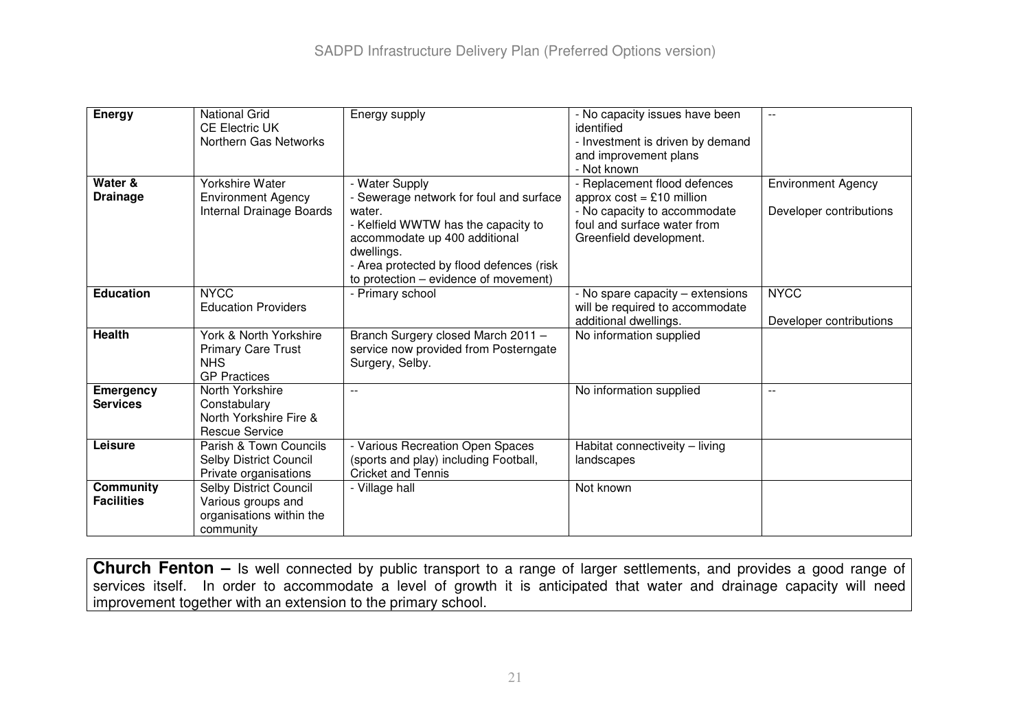| Energy | National Grid<br>CE Electric UK<br>Northern Gas Networks | Energy supply | - No capacity issues have been identified<br>- Investment is driven by demand and improvement plans<br>- Not known | -- |
|---|---|---|---|---|
| **Water & Drainage** | Yorkshire Water<br>Environment Agency<br>Internal Drainage Boards | - Water Supply<br>- Sewerage network for foul and surface water.<br>- Kelfield WWTW has the capacity to accommodate up 400 additional dwellings.<br>- Area protected by flood defences (risk to protection – evidence of movement) | - Replacement flood defences approx cost = £10 million<br>- No capacity to accommodate foul and surface water from Greenfield development. | Environment Agency<br><br>Developer contributions |
| **Education** | NYCC<br>Education Providers | - Primary school | - No spare capacity – extensions will be required to accommodate additional dwellings. | NYCC<br><br>Developer contributions |
| **Health** | York & North Yorkshire Primary Care Trust<br>NHS<br>GP Practices | Branch Surgery closed March 2011 – service now provided from Posterngate Surgery, Selby. | No information supplied | |
| **Emergency Services** | North Yorkshire Constabulary<br>North Yorkshire Fire & Rescue Service | -- | No information supplied | -- |
| **Leisure** | Parish & Town Councils<br>Selby District Council<br>Private organisations | - Various Recreation Open Spaces (sports and play) including Football, Cricket and Tennis | Habitat connectiveity – living landscapes | |
| **Community Facilities** | Selby District Council<br>Various groups and organisations within the community | - Village hall | Not known | |

**Church Fenton –** Is well connected by public transport to a range of larger settlements, and provides a good range of services itself. In order to accommodate a level of growth it is anticipated that water and drainage capacity will need improvement together with an extension to the primary school.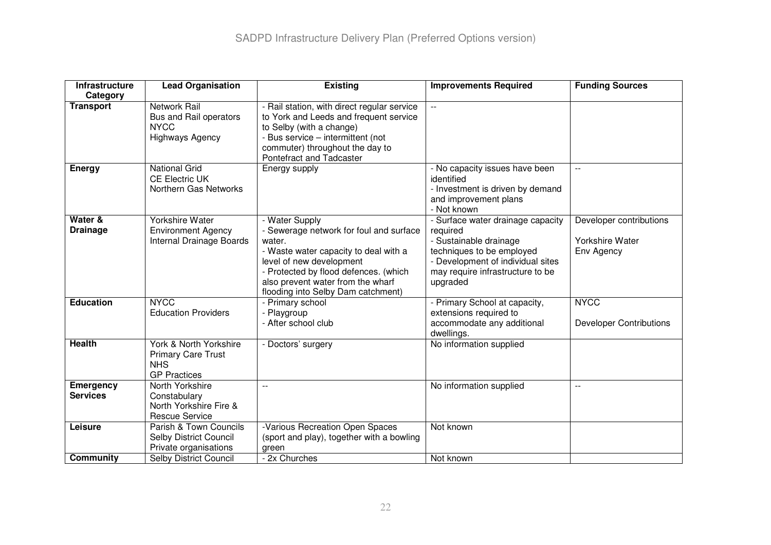| Infrastructure Category | Lead Organisation | Existing | Improvements Required | Funding Sources |
|---|---|---|---|---|
| **Transport** | Network Rail<br>Bus and Rail operators<br>NYCC<br>Highways Agency | - Rail station, with direct regular service to York and Leeds and frequent service to Selby (with a change)<br>- Bus service – intermittent (not commuter) throughout the day to Pontefract and Tadcaster | -- | |
| **Energy** | National Grid<br>CE Electric UK<br>Northern Gas Networks | Energy supply | - No capacity issues have been identified<br>- Investment is driven by demand and improvement plans<br>- Not known | -- |
| **Water & Drainage** | Yorkshire Water<br>Environment Agency<br>Internal Drainage Boards | - Water Supply<br>- Sewerage network for foul and surface water.<br>- Waste water capacity to deal with a level of new development<br>- Protected by flood defences. (which also prevent water from the wharf flooding into Selby Dam catchment) | - Surface water drainage capacity required<br>- Sustainable drainage techniques to be employed<br>- Development of individual sites may require infrastructure to be upgraded | Developer contributions<br><br>Yorkshire Water<br>Env Agency |
| **Education** | NYCC<br>Education Providers | - Primary school<br>- Playgroup<br>- After school club | - Primary School at capacity, extensions required to accommodate any additional dwellings. | NYCC<br><br>Developer Contributions |
| **Health** | York & North Yorkshire Primary Care Trust<br>NHS<br>GP Practices | - Doctors' surgery | No information supplied | |
| **Emergency Services** | North Yorkshire Constabulary<br>North Yorkshire Fire & Rescue Service | -- | No information supplied | -- |
| **Leisure** | Parish & Town Councils<br>Selby District Council<br>Private organisations | -Various Recreation Open Spaces (sport and play), together with a bowling green | Not known | |
| **Community** | Selby District Council | - 2x Churches | Not known | |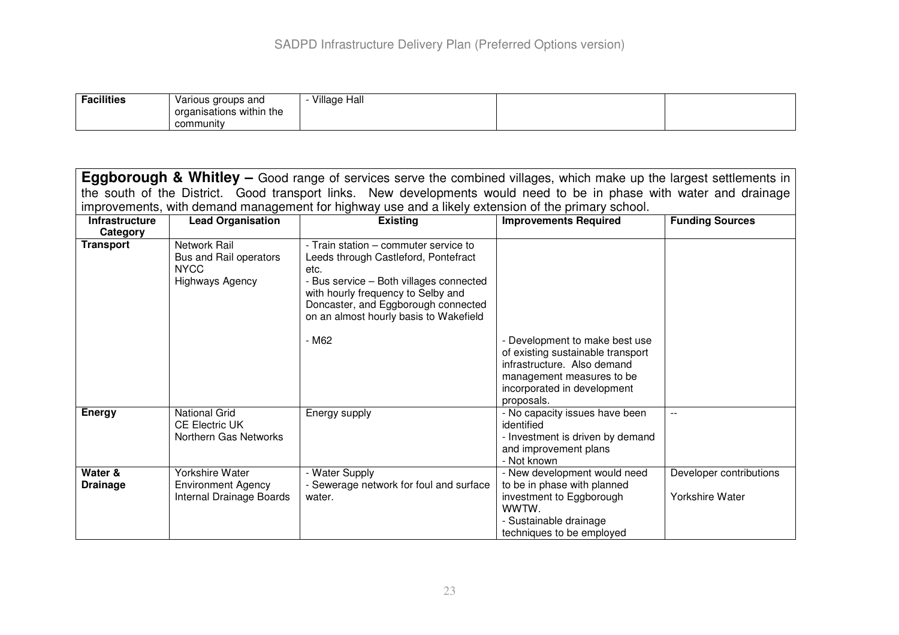| Facilities | Various groups and organisations within the community | - Village Hall | | |
|---|---|---|---|---|

**Eggborough & Whitley –** Good range of services serve the combined villages, which make up the largest settlements in the south of the District. Good transport links. New developments would need to be in phase with water and drainage improvements, with demand management for highway use and a likely extension of the primary school.

| Infrastructure Category | Lead Organisation | Existing | Improvements Required | Funding Sources |
|---|---|---|---|---|
| **Transport** | Network Rail<br>Bus and Rail operators<br>NYCC<br>Highways Agency | - Train station – commuter service to Leeds through Castleford, Pontefract etc.<br>- Bus service – Both villages connected with hourly frequency to Selby and Doncaster, and Eggborough connected on an almost hourly basis to Wakefield<br><br>- M62 | <br><br><br><br><br><br><br>- Development to make best use of existing sustainable transport infrastructure. Also demand management measures to be incorporated in development proposals. | |
| **Energy** | National Grid<br>CE Electric UK<br>Northern Gas Networks | Energy supply | - No capacity issues have been identified<br>- Investment is driven by demand and improvement plans<br>- Not known | -- |
| **Water & Drainage** | Yorkshire Water<br>Environment Agency<br>Internal Drainage Boards | - Water Supply<br>- Sewerage network for foul and surface water. | - New development would need to be in phase with planned investment to Eggborough WWTW.<br>- Sustainable drainage techniques to be employed | Developer contributions<br><br>Yorkshire Water |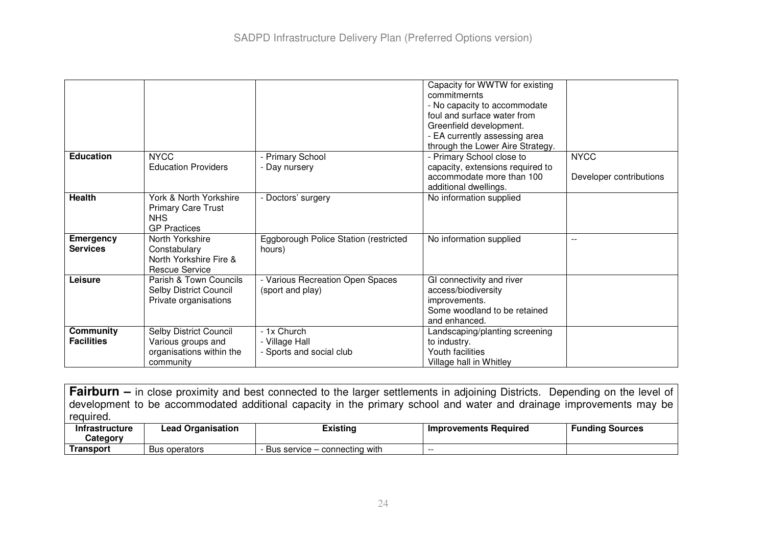| | | | Capacity for WWTW for existing commitmernts<br>- No capacity to accommodate foul and surface water from Greenfield development.<br>- EA currently assessing area through the Lower Aire Strategy. | |
|---|---|---|---|---|
| **Education** | NYCC<br>Education Providers | - Primary School<br>- Day nursery | - Primary School close to capacity, extensions required to accommodate more than 100 additional dwellings. | NYCC<br><br>Developer contributions |
| **Health** | York & North Yorkshire Primary Care Trust<br>NHS<br>GP Practices | - Doctors' surgery | No information supplied | |
| **Emergency Services** | North Yorkshire Constabulary<br>North Yorkshire Fire & Rescue Service | Eggborough Police Station (restricted hours) | No information supplied | -- |
| **Leisure** | Parish & Town Councils<br>Selby District Council<br>Private organisations | - Various Recreation Open Spaces (sport and play) | GI connectivity and river access/biodiversity improvements.<br>Some woodland to be retained and enhanced. | |
| **Community Facilities** | Selby District Council<br>Various groups and organisations within the community | - 1x Church<br>- Village Hall<br>- Sports and social club | Landscaping/planting screening to industry.<br>Youth facilities<br>Village hall in Whitley | |

**Fairburn –** in close proximity and best connected to the larger settlements in adjoining Districts. Depending on the level of development to be accommodated additional capacity in the primary school and water and drainage improvements may be required.

| Infrastructure Category | Lead Organisation | Existing | Improvements Required | Funding Sources |
|---|---|---|---|---|
| **Transport** | Bus operators | - Bus service – connecting with | -- | |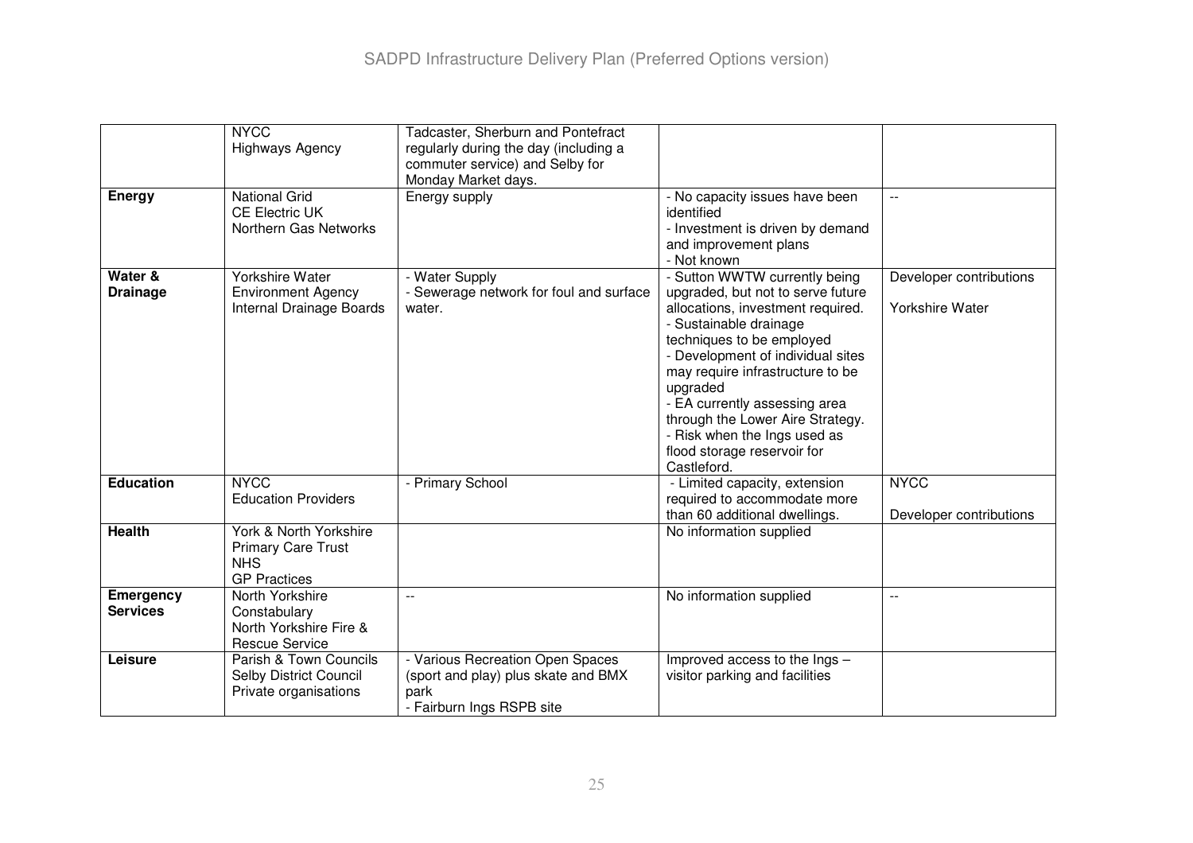| | | | | |
|---|---|---|---|---|
| | NYCC<br>Highways Agency | Tadcaster, Sherburn and Pontefract regularly during the day (including a commuter service) and Selby for Monday Market days. | | |
| **Energy** | National Grid<br>CE Electric UK<br>Northern Gas Networks | Energy supply | - No capacity issues have been identified<br>- Investment is driven by demand and improvement plans<br>- Not known | -- |
| **Water & Drainage** | Yorkshire Water<br>Environment Agency<br>Internal Drainage Boards | - Water Supply<br>- Sewerage network for foul and surface water. | - Sutton WWTW currently being upgraded, but not to serve future allocations, investment required.<br>- Sustainable drainage techniques to be employed<br>- Development of individual sites may require infrastructure to be upgraded<br>- EA currently assessing area through the Lower Aire Strategy.<br>- Risk when the Ings used as flood storage reservoir for Castleford. | Developer contributions<br><br>Yorkshire Water |
| **Education** | NYCC<br>Education Providers | - Primary School | - Limited capacity, extension required to accommodate more than 60 additional dwellings. | NYCC<br><br>Developer contributions |
| **Health** | York & North Yorkshire Primary Care Trust<br>NHS<br>GP Practices | | No information supplied | |
| **Emergency Services** | North Yorkshire Constabulary<br>North Yorkshire Fire & Rescue Service | -- | No information supplied | -- |
| **Leisure** | Parish & Town Councils<br>Selby District Council<br>Private organisations | - Various Recreation Open Spaces (sport and play) plus skate and BMX park<br>- Fairburn Ings RSPB site | Improved access to the Ings – visitor parking and facilities | |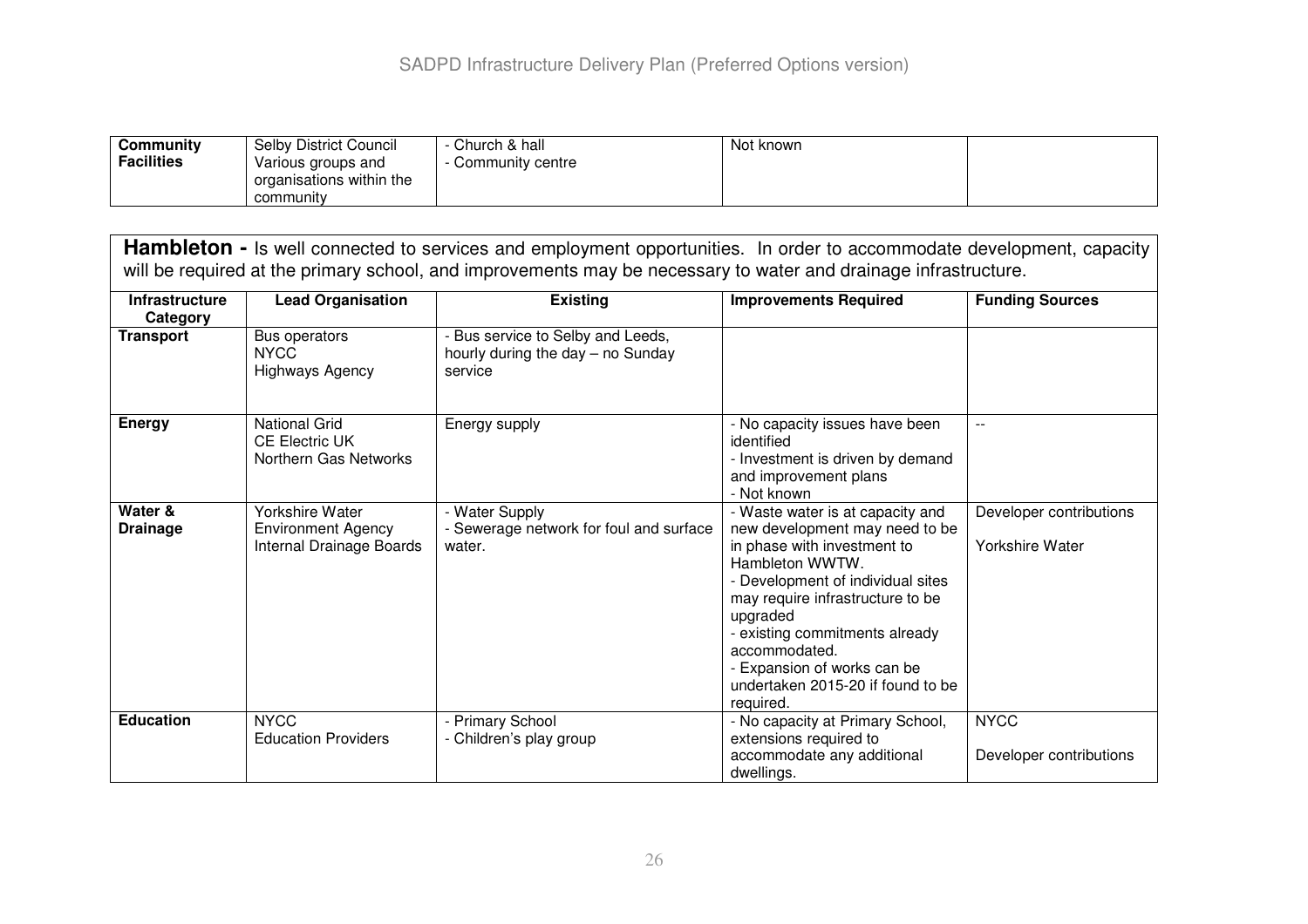| Community Facilities | Selby District Council Various groups and organisations within the community | - Church & hall<br>- Community centre | Not known | |
|---|---|---|---|---|

**Hambleton -** Is well connected to services and employment opportunities. In order to accommodate development, capacity will be required at the primary school, and improvements may be necessary to water and drainage infrastructure.

| Infrastructure Category | Lead Organisation | Existing | Improvements Required | Funding Sources |
|---|---|---|---|---|
| **Transport** | Bus operators<br>NYCC<br>Highways Agency | - Bus service to Selby and Leeds, hourly during the day – no Sunday service | | |
| **Energy** | National Grid<br>CE Electric UK<br>Northern Gas Networks | Energy supply | - No capacity issues have been identified<br>- Investment is driven by demand and improvement plans<br>- Not known | -- |
| **Water & Drainage** | Yorkshire Water<br>Environment Agency<br>Internal Drainage Boards | - Water Supply<br>- Sewerage network for foul and surface water. | - Waste water is at capacity and new development may need to be in phase with investment to Hambleton WWTW.<br>- Development of individual sites may require infrastructure to be upgraded<br>- existing commitments already accommodated.<br>- Expansion of works can be undertaken 2015-20 if found to be required. | Developer contributions<br><br>Yorkshire Water |
| **Education** | NYCC<br>Education Providers | - Primary School<br>- Children's play group | - No capacity at Primary School, extensions required to accommodate any additional dwellings. | NYCC<br><br>Developer contributions |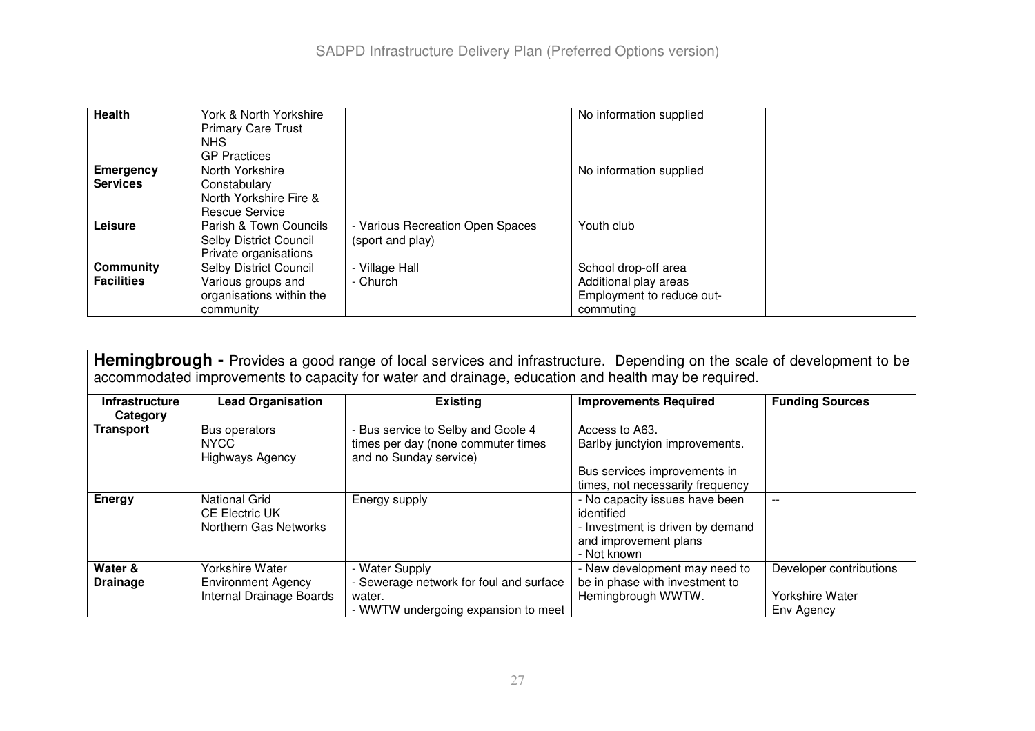| Health | York & North Yorkshire Primary Care Trust<br>NHS<br>GP Practices | | No information supplied | |
|---|---|---|---|---|
| **Emergency Services** | North Yorkshire Constabulary<br>North Yorkshire Fire & Rescue Service | | No information supplied | |
| **Leisure** | Parish & Town Councils<br>Selby District Council<br>Private organisations | - Various Recreation Open Spaces (sport and play) | Youth club | |
| **Community Facilities** | Selby District Council<br>Various groups and organisations within the community | - Village Hall<br>- Church | School drop-off area<br>Additional play areas<br>Employment to reduce out-commuting | |

**Hemingbrough -** Provides a good range of local services and infrastructure. Depending on the scale of development to be accommodated improvements to capacity for water and drainage, education and health may be required.

| Infrastructure Category | Lead Organisation | Existing | Improvements Required | Funding Sources |
|---|---|---|---|---|
| **Transport** | Bus operators<br>NYCC<br>Highways Agency | - Bus service to Selby and Goole 4 times per day (none commuter times and no Sunday service) | Access to A63.<br>Barlby junctyion improvements.<br><br>Bus services improvements in times, not necessarily frequency | |
| **Energy** | National Grid<br>CE Electric UK<br>Northern Gas Networks | Energy supply | - No capacity issues have been identified<br>- Investment is driven by demand and improvement plans<br>- Not known | -- |
| **Water & Drainage** | Yorkshire Water<br>Environment Agency<br>Internal Drainage Boards | - Water Supply<br>- Sewerage network for foul and surface water.<br>- WWTW undergoing expansion to meet | - New development may need to be in phase with investment to Hemingbrough WWTW. | Developer contributions<br><br>Yorkshire Water<br>Env Agency |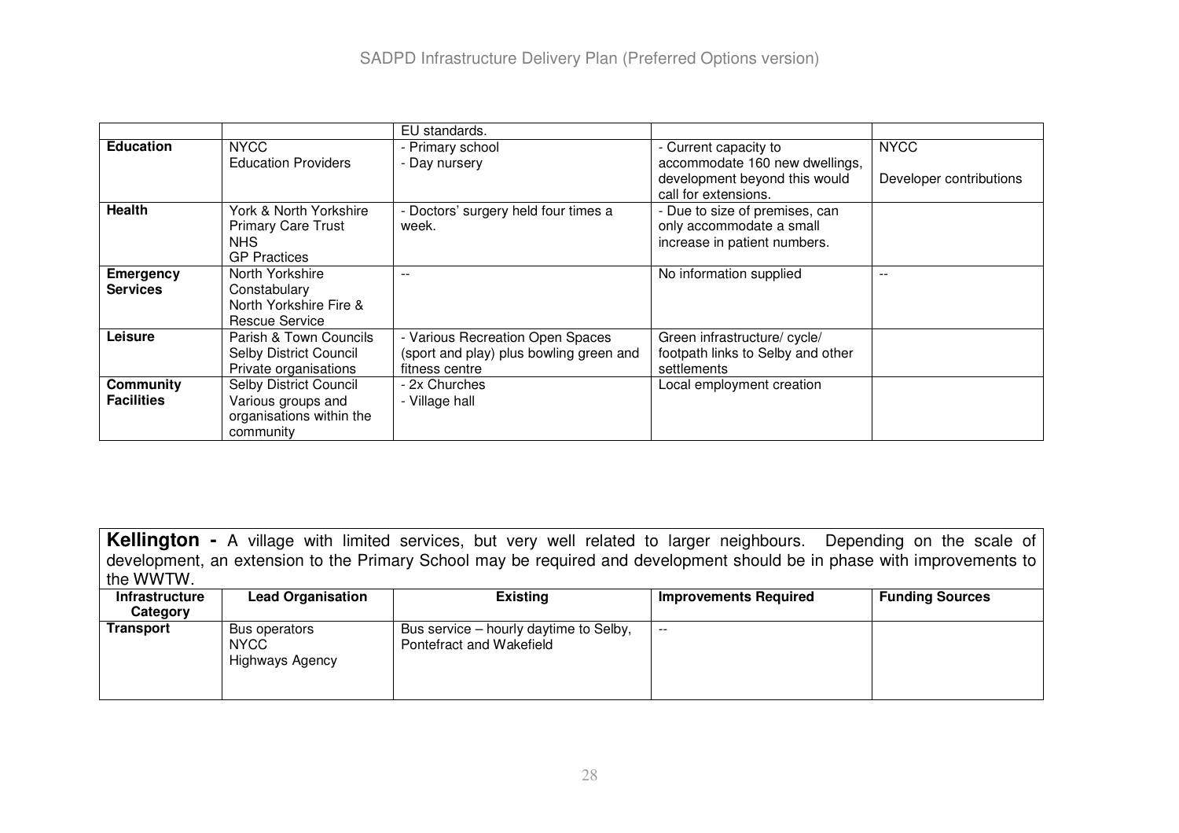| | | EU standards. | | |
|---|---|---|---|---|
| **Education** | NYCC<br>Education Providers | - Primary school<br>- Day nursery | - Current capacity to accommodate 160 new dwellings, development beyond this would call for extensions. | NYCC<br><br>Developer contributions |
| **Health** | York & North Yorkshire Primary Care Trust<br>NHS<br>GP Practices | - Doctors' surgery held four times a week. | - Due to size of premises, can only accommodate a small increase in patient numbers. | |
| **Emergency Services** | North Yorkshire Constabulary<br>North Yorkshire Fire & Rescue Service | -- | No information supplied | -- |
| **Leisure** | Parish & Town Councils<br>Selby District Council<br>Private organisations | - Various Recreation Open Spaces (sport and play) plus bowling green and fitness centre | Green infrastructure/ cycle/ footpath links to Selby and other settlements | |
| **Community Facilities** | Selby District Council<br>Various groups and organisations within the community | - 2x Churches<br>- Village hall | Local employment creation | |

**Kellington -** A village with limited services, but very well related to larger neighbours. Depending on the scale of development, an extension to the Primary School may be required and development should be in phase with improvements to the WWTW.

| Infrastructure Category | Lead Organisation | Existing | Improvements Required | Funding Sources |
|---|---|---|---|---|
| **Transport** | Bus operators<br>NYCC<br>Highways Agency | Bus service – hourly daytime to Selby, Pontefract and Wakefield | -- | |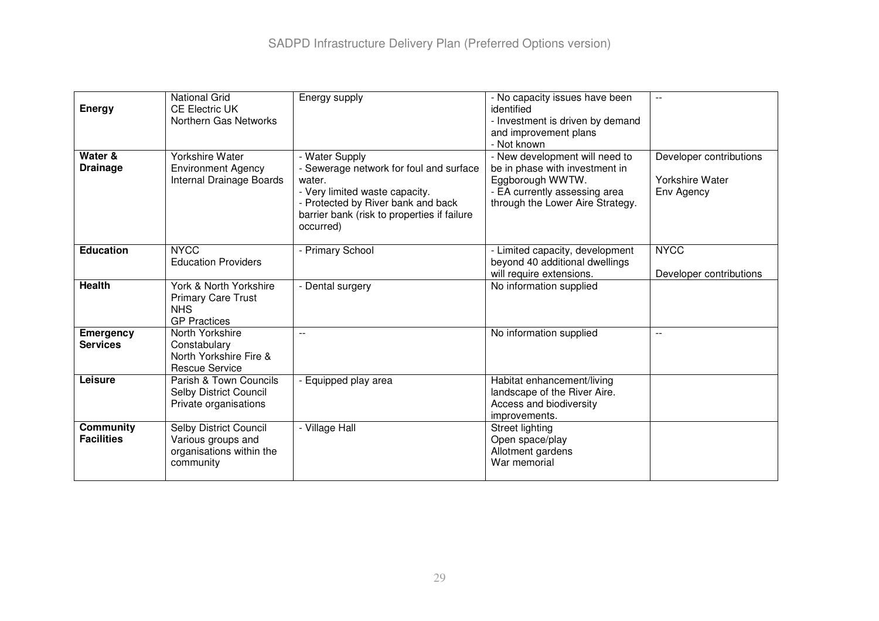| | | | | |
|---|---|---|---|---|
| **Energy** | National Grid<br>CE Electric UK<br>Northern Gas Networks | Energy supply | - No capacity issues have been identified<br>- Investment is driven by demand and improvement plans<br>- Not known | -- |
| **Water & Drainage** | Yorkshire Water<br>Environment Agency<br>Internal Drainage Boards | - Water Supply<br>- Sewerage network for foul and surface water.<br>- Very limited waste capacity.<br>- Protected by River bank and back barrier bank (risk to properties if failure occurred) | - New development will need to be in phase with investment in Eggborough WWTW.<br>- EA currently assessing area through the Lower Aire Strategy. | Developer contributions<br><br>Yorkshire Water<br>Env Agency |
| **Education** | NYCC<br>Education Providers | - Primary School | - Limited capacity, development beyond 40 additional dwellings will require extensions. | NYCC<br><br>Developer contributions |
| **Health** | York & North Yorkshire Primary Care Trust<br>NHS<br>GP Practices | - Dental surgery | No information supplied | |
| **Emergency Services** | North Yorkshire Constabulary<br>North Yorkshire Fire & Rescue Service | -- | No information supplied | -- |
| **Leisure** | Parish & Town Councils<br>Selby District Council<br>Private organisations | - Equipped play area | Habitat enhancement/living landscape of the River Aire.<br>Access and biodiversity improvements. | |
| **Community Facilities** | Selby District Council<br>Various groups and organisations within the community | - Village Hall | Street lighting<br>Open space/play<br>Allotment gardens<br>War memorial | |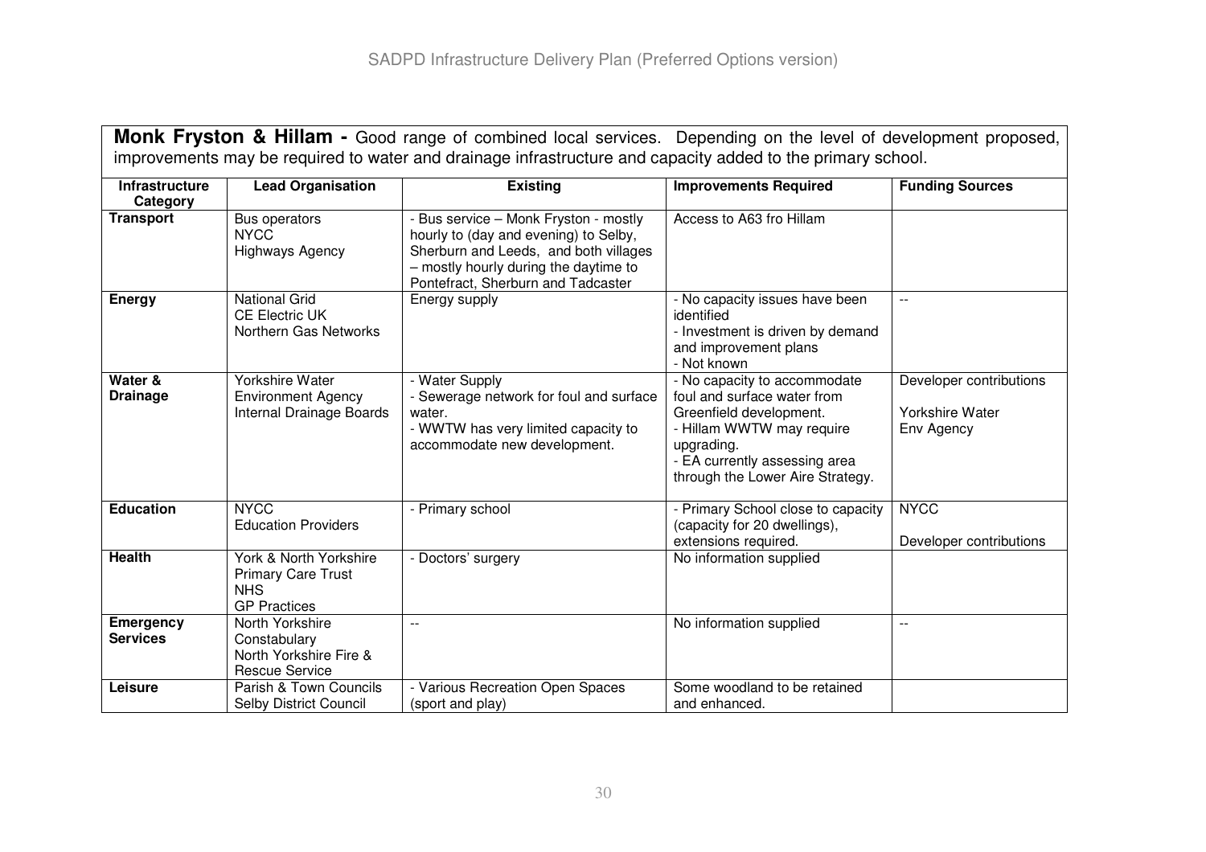**Monk Fryston & Hillam -** Good range of combined local services. Depending on the level of development proposed, improvements may be required to water and drainage infrastructure and capacity added to the primary school.

| Infrastructure Category | Lead Organisation | Existing | Improvements Required | Funding Sources |
|---|---|---|---|---|
| **Transport** | Bus operators<br>NYCC<br>Highways Agency | - Bus service – Monk Fryston - mostly hourly to (day and evening) to Selby, Sherburn and Leeds, and both villages – mostly hourly during the daytime to Pontefract, Sherburn and Tadcaster | Access to A63 fro Hillam | |
| **Energy** | National Grid<br>CE Electric UK<br>Northern Gas Networks | Energy supply | - No capacity issues have been identified<br>- Investment is driven by demand and improvement plans<br>- Not known | -- |
| **Water & Drainage** | Yorkshire Water<br>Environment Agency<br>Internal Drainage Boards | - Water Supply<br>- Sewerage network for foul and surface water.<br>- WWTW has very limited capacity to accommodate new development. | - No capacity to accommodate foul and surface water from Greenfield development.<br>- Hillam WWTW may require upgrading.<br>- EA currently assessing area through the Lower Aire Strategy. | Developer contributions<br><br>Yorkshire Water<br>Env Agency |
| **Education** | NYCC<br>Education Providers | - Primary school | - Primary School close to capacity (capacity for 20 dwellings), extensions required. | NYCC<br><br>Developer contributions |
| **Health** | York & North Yorkshire Primary Care Trust<br>NHS<br>GP Practices | - Doctors' surgery | No information supplied | |
| **Emergency Services** | North Yorkshire Constabulary<br>North Yorkshire Fire & Rescue Service | -- | No information supplied | -- |
| **Leisure** | Parish & Town Councils<br>Selby District Council | - Various Recreation Open Spaces (sport and play) | Some woodland to be retained and enhanced. | |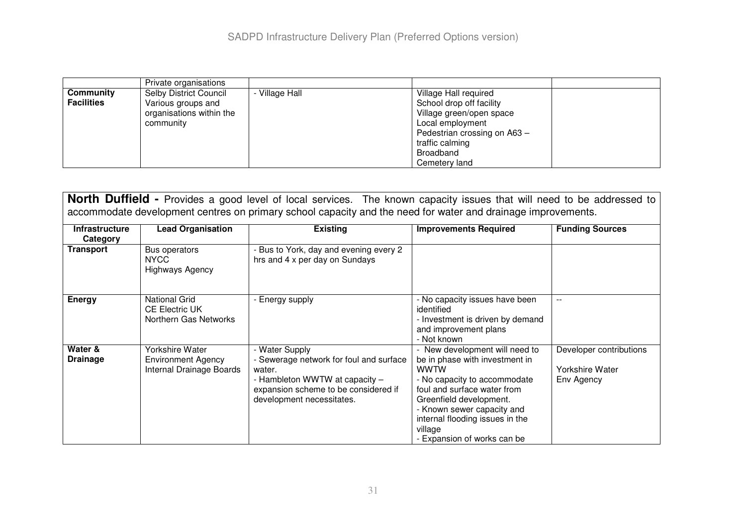| | | | | |
|---|---|---|---|---|
| | Private organisations | | | |
| **Community Facilities** | Selby District Council<br>Various groups and organisations within the community | - Village Hall | Village Hall required<br>School drop off facility<br>Village green/open space<br>Local employment<br>Pedestrian crossing on A63 – traffic calming<br>Broadband<br>Cemetery land | |

**North Duffield -** Provides a good level of local services. The known capacity issues that will need to be addressed to accommodate development centres on primary school capacity and the need for water and drainage improvements.

| Infrastructure Category | Lead Organisation | Existing | Improvements Required | Funding Sources |
|---|---|---|---|---|
| **Transport** | Bus operators<br>NYCC<br>Highways Agency | - Bus to York, day and evening every 2 hrs and 4 x per day on Sundays | | |
| **Energy** | National Grid<br>CE Electric UK<br>Northern Gas Networks | - Energy supply | - No capacity issues have been identified<br>- Investment is driven by demand and improvement plans<br>- Not known | -- |
| **Water & Drainage** | Yorkshire Water<br>Environment Agency<br>Internal Drainage Boards | - Water Supply<br>- Sewerage network for foul and surface water.<br>- Hambleton WWTW at capacity – expansion scheme to be considered if development necessitates. | - New development will need to be in phase with investment in WWTW<br>- No capacity to accommodate foul and surface water from Greenfield development.<br>- Known sewer capacity and internal flooding issues in the village<br>- Expansion of works can be | Developer contributions<br><br>Yorkshire Water<br>Env Agency |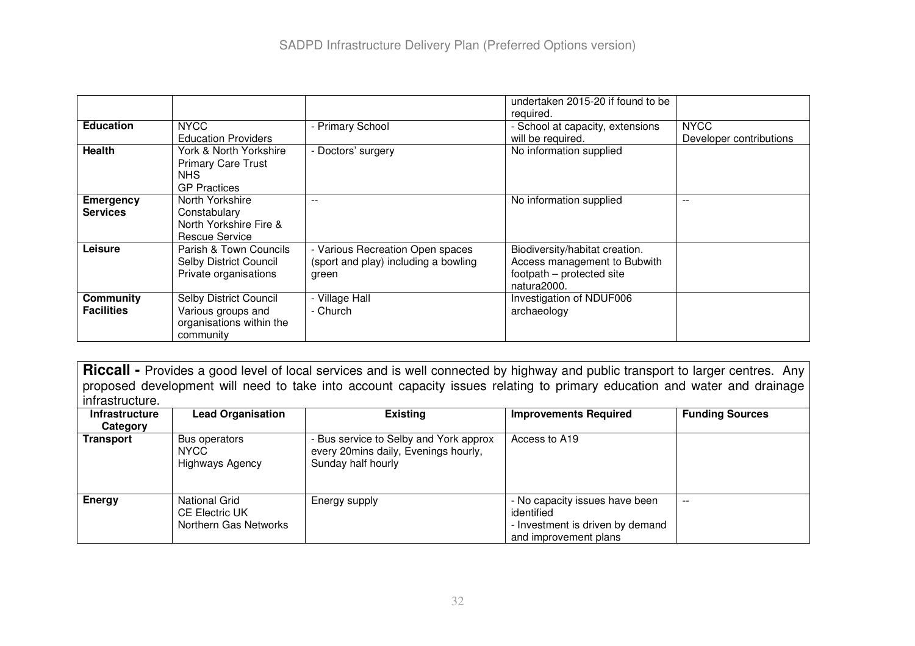| | | | undertaken 2015-20 if found to be required. | |
|---|---|---|---|---|
| **Education** | NYCC<br>Education Providers | - Primary School | - School at capacity, extensions will be required. | NYCC<br>Developer contributions |
| **Health** | York & North Yorkshire Primary Care Trust<br>NHS<br>GP Practices | - Doctors' surgery | No information supplied | |
| **Emergency Services** | North Yorkshire Constabulary<br>North Yorkshire Fire & Rescue Service | -- | No information supplied | -- |
| **Leisure** | Parish & Town Councils<br>Selby District Council<br>Private organisations | - Various Recreation Open spaces (sport and play) including a bowling green | Biodiversity/habitat creation. Access management to Bubwith footpath – protected site natura2000. | |
| **Community Facilities** | Selby District Council<br>Various groups and organisations within the community | - Village Hall<br>- Church | Investigation of NDUF006 archaeology | |

**Riccall -** Provides a good level of local services and is well connected by highway and public transport to larger centres. Any proposed development will need to take into account capacity issues relating to primary education and water and drainage infrastructure.

| Infrastructure Category | Lead Organisation | Existing | Improvements Required | Funding Sources |
|---|---|---|---|---|
| **Transport** | Bus operators<br>NYCC<br>Highways Agency | - Bus service to Selby and York approx every 20mins daily, Evenings hourly, Sunday half hourly | Access to A19 | |
| **Energy** | National Grid<br>CE Electric UK<br>Northern Gas Networks | Energy supply | - No capacity issues have been identified<br>- Investment is driven by demand and improvement plans | -- |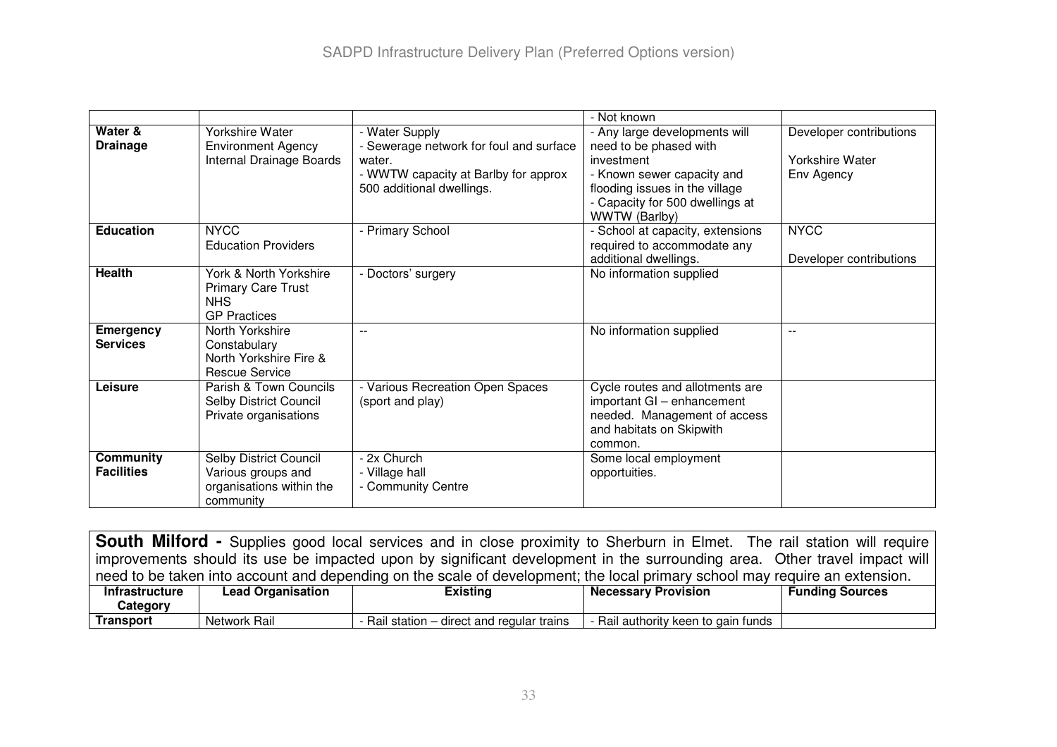| | | | - Not known | |
|---|---|---|---|---|
| **Water & Drainage** | Yorkshire Water<br>Environment Agency<br>Internal Drainage Boards | - Water Supply<br>- Sewerage network for foul and surface water.<br>- WWTW capacity at Barlby for approx 500 additional dwellings. | - Any large developments will need to be phased with investment<br>- Known sewer capacity and flooding issues in the village<br>- Capacity for 500 dwellings at WWTW (Barlby) | Developer contributions<br><br>Yorkshire Water<br>Env Agency |
| **Education** | NYCC<br>Education Providers | - Primary School | - School at capacity, extensions required to accommodate any additional dwellings. | NYCC<br><br>Developer contributions |
| **Health** | York & North Yorkshire Primary Care Trust<br>NHS<br>GP Practices | - Doctors' surgery | No information supplied | |
| **Emergency Services** | North Yorkshire Constabulary<br>North Yorkshire Fire & Rescue Service | -- | No information supplied | -- |
| **Leisure** | Parish & Town Councils<br>Selby District Council<br>Private organisations | - Various Recreation Open Spaces (sport and play) | Cycle routes and allotments are important GI – enhancement needed. Management of access and habitats on Skipwith common. | |
| **Community Facilities** | Selby District Council<br>Various groups and organisations within the community | - 2x Church<br>- Village hall<br>- Community Centre | Some local employment opportuities. | |

**South Milford -** Supplies good local services and in close proximity to Sherburn in Elmet. The rail station will require improvements should its use be impacted upon by significant development in the surrounding area. Other travel impact will need to be taken into account and depending on the scale of development; the local primary school may require an extension.

| Infrastructure Category | Lead Organisation | Existing | Necessary Provision | Funding Sources |
|---|---|---|---|---|
| **Transport** | Network Rail | - Rail station – direct and regular trains | - Rail authority keen to gain funds | |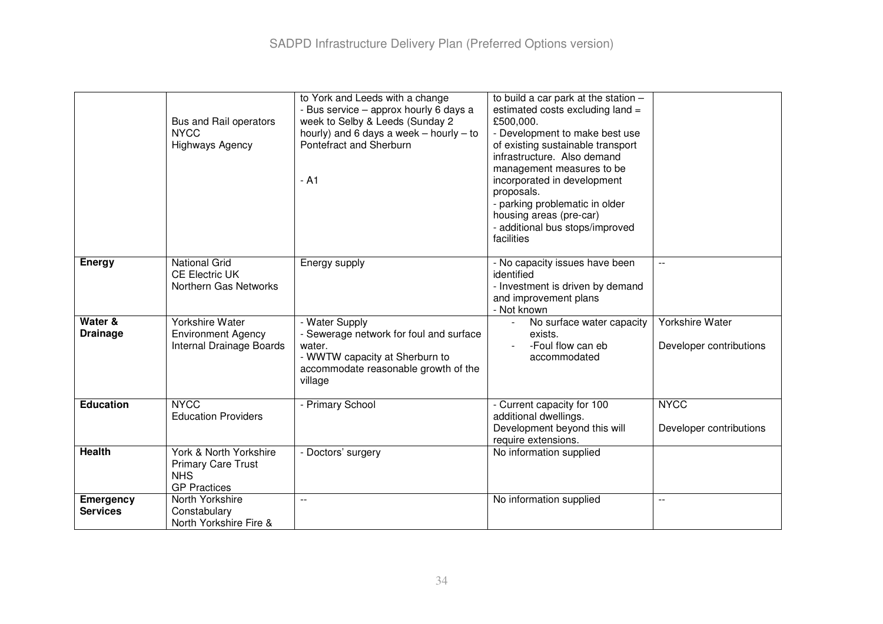| | | | | |
|---|---|---|---|---|
| | Bus and Rail operators<br>NYCC<br>Highways Agency | to York and Leeds with a change<br>- Bus service – approx hourly 6 days a week to Selby & Leeds (Sunday 2 hourly) and 6 days a week – hourly – to Pontefract and Sherburn<br><br>- A1 | to build a car park at the station – estimated costs excluding land = £500,000.<br>- Development to make best use of existing sustainable transport infrastructure. Also demand management measures to be incorporated in development proposals.<br>- parking problematic in older housing areas (pre-car)<br>- additional bus stops/improved facilities | |
| **Energy** | National Grid<br>CE Electric UK<br>Northern Gas Networks | Energy supply | - No capacity issues have been identified<br>- Investment is driven by demand and improvement plans<br>- Not known | -- |
| **Water & Drainage** | Yorkshire Water<br>Environment Agency<br>Internal Drainage Boards | - Water Supply<br>- Sewerage network for foul and surface water.<br>- WWTW capacity at Sherburn to accommodate reasonable growth of the village | - No surface water capacity exists.<br>- -Foul flow can eb accommodated | Yorkshire Water<br><br>Developer contributions |
| **Education** | NYCC<br>Education Providers | - Primary School | - Current capacity for 100 additional dwellings.<br>Development beyond this will require extensions. | NYCC<br><br>Developer contributions |
| **Health** | York & North Yorkshire Primary Care Trust<br>NHS<br>GP Practices | - Doctors' surgery | No information supplied | |
| **Emergency Services** | North Yorkshire Constabulary<br>North Yorkshire Fire & | -- | No information supplied | -- |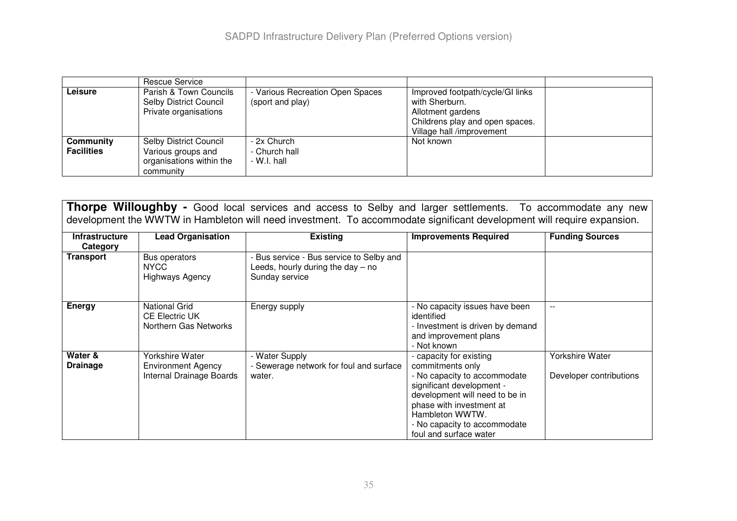| | Rescue Service | | | |
|---|---|---|---|---|
| **Leisure** | Parish & Town Councils<br>Selby District Council<br>Private organisations | - Various Recreation Open Spaces (sport and play) | Improved footpath/cycle/GI links with Sherburn.<br>Allotment gardens<br>Childrens play and open spaces.<br>Village hall /improvement | |
| **Community Facilities** | Selby District Council<br>Various groups and organisations within the community | - 2x Church<br>- Church hall<br>- W.I. hall | Not known | |

**Thorpe Willoughby -** Good local services and access to Selby and larger settlements. To accommodate any new development the WWTW in Hambleton will need investment. To accommodate significant development will require expansion.

| Infrastructure Category | Lead Organisation | Existing | Improvements Required | Funding Sources |
|---|---|---|---|---|
| **Transport** | Bus operators<br>NYCC<br>Highways Agency | - Bus service - Bus service to Selby and Leeds, hourly during the day – no Sunday service | | |
| **Energy** | National Grid<br>CE Electric UK<br>Northern Gas Networks | Energy supply | - No capacity issues have been identified<br>- Investment is driven by demand and improvement plans<br>- Not known | -- |
| **Water & Drainage** | Yorkshire Water<br>Environment Agency<br>Internal Drainage Boards | - Water Supply<br>- Sewerage network for foul and surface water. | - capacity for existing commitments only<br>- No capacity to accommodate significant development - development will need to be in phase with investment at Hambleton WWTW.<br>- No capacity to accommodate foul and surface water | Yorkshire Water<br><br>Developer contributions |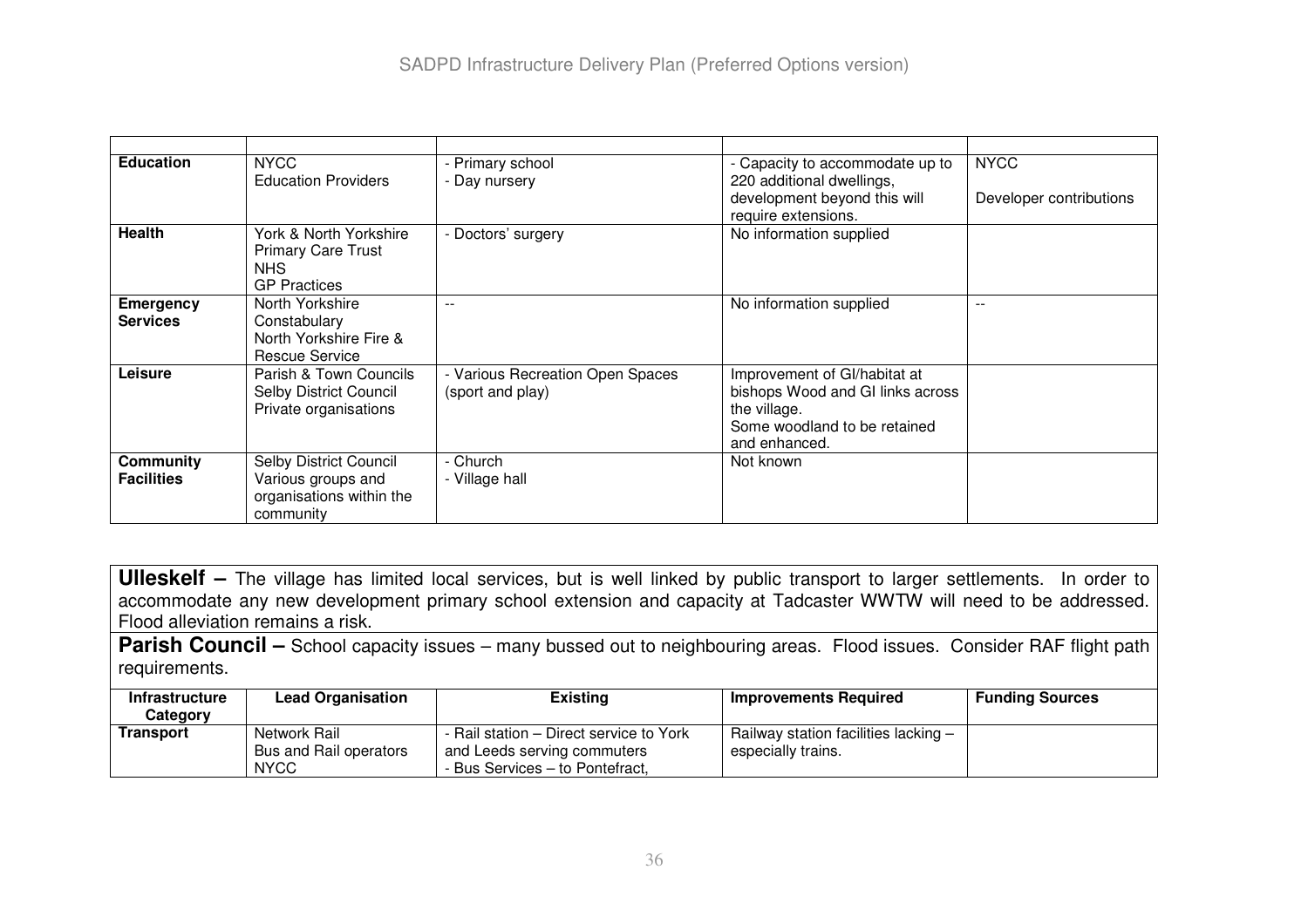| | | | | |
|---|---|---|---|---|
| **Education** | NYCC<br>Education Providers | - Primary school<br>- Day nursery | - Capacity to accommodate up to 220 additional dwellings, development beyond this will require extensions. | NYCC<br><br>Developer contributions |
| **Health** | York & North Yorkshire Primary Care Trust<br>NHS<br>GP Practices | - Doctors' surgery | No information supplied | |
| **Emergency Services** | North Yorkshire Constabulary<br>North Yorkshire Fire & Rescue Service | -- | No information supplied | -- |
| **Leisure** | Parish & Town Councils<br>Selby District Council<br>Private organisations | - Various Recreation Open Spaces (sport and play) | Improvement of GI/habitat at bishops Wood and GI links across the village.<br>Some woodland to be retained and enhanced. | |
| **Community Facilities** | Selby District Council<br>Various groups and organisations within the community | - Church<br>- Village hall | Not known | |

**Ulleskelf –** The village has limited local services, but is well linked by public transport to larger settlements. In order to accommodate any new development primary school extension and capacity at Tadcaster WWTW will need to be addressed. Flood alleviation remains a risk.

**Parish Council –** School capacity issues – many bussed out to neighbouring areas. Flood issues. Consider RAF flight path requirements.

| Infrastructure Category | Lead Organisation | Existing | Improvements Required | Funding Sources |
|---|---|---|---|---|
| **Transport** | Network Rail<br>Bus and Rail operators<br>NYCC | - Rail station – Direct service to York and Leeds serving commuters<br>- Bus Services – to Pontefract, | Railway station facilities lacking – especially trains. | |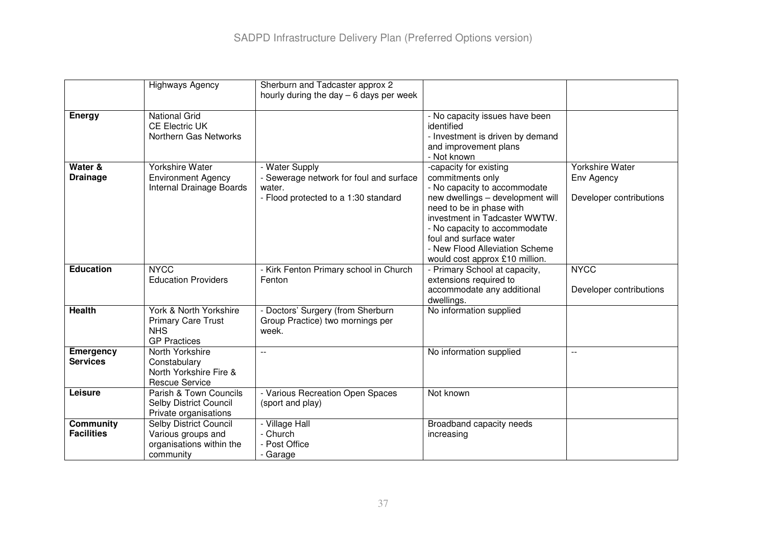| | | | | |
|---|---|---|---|---|
| | Highways Agency | Sherburn and Tadcaster approx 2 hourly during the day – 6 days per week | | |
| **Energy** | National Grid<br>CE Electric UK<br>Northern Gas Networks | | - No capacity issues have been identified<br>- Investment is driven by demand and improvement plans<br>- Not known | |
| **Water & Drainage** | Yorkshire Water<br>Environment Agency<br>Internal Drainage Boards | - Water Supply<br>- Sewerage network for foul and surface water.<br>- Flood protected to a 1:30 standard | -capacity for existing commitments only<br>- No capacity to accommodate new dwellings – development will need to be in phase with investment in Tadcaster WWTW.<br>- No capacity to accommodate foul and surface water<br>- New Flood Alleviation Scheme would cost approx £10 million. | Yorkshire Water<br>Env Agency<br><br>Developer contributions |
| **Education** | NYCC<br>Education Providers | - Kirk Fenton Primary school in Church Fenton | - Primary School at capacity, extensions required to accommodate any additional dwellings. | NYCC<br><br>Developer contributions |
| **Health** | York & North Yorkshire Primary Care Trust<br>NHS<br>GP Practices | - Doctors' Surgery (from Sherburn Group Practice) two mornings per week. | No information supplied | |
| **Emergency Services** | North Yorkshire Constabulary<br>North Yorkshire Fire & Rescue Service | -- | No information supplied | -- |
| **Leisure** | Parish & Town Councils<br>Selby District Council<br>Private organisations | - Various Recreation Open Spaces (sport and play) | Not known | |
| **Community Facilities** | Selby District Council<br>Various groups and organisations within the community | - Village Hall<br>- Church<br>- Post Office<br>- Garage | Broadband capacity needs increasing | |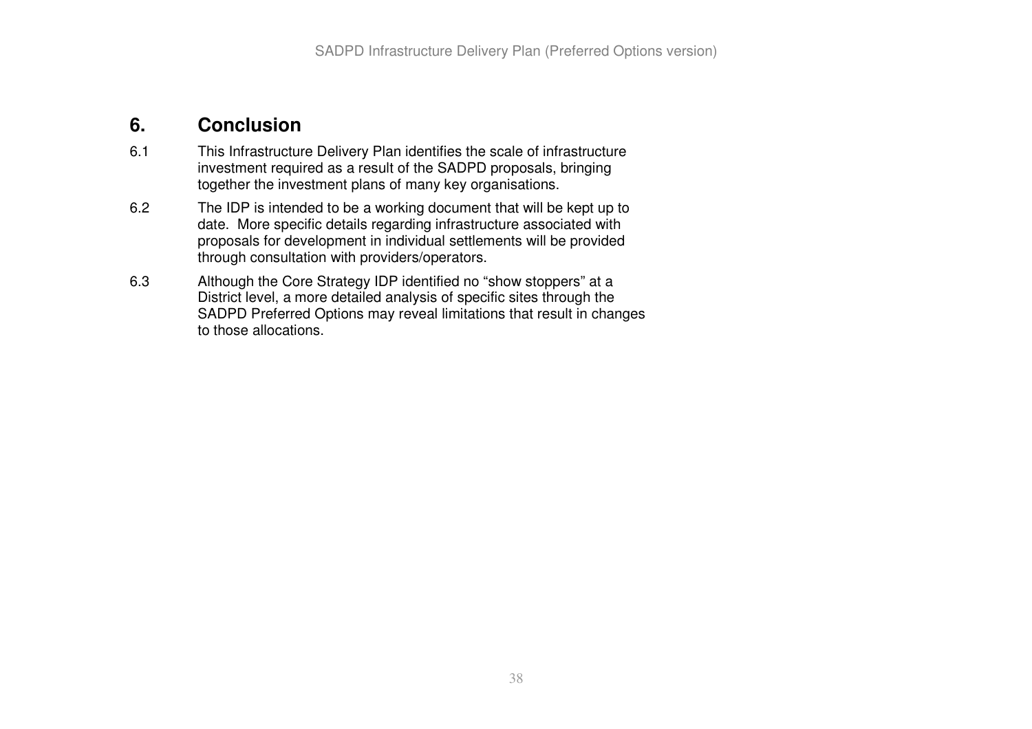## 6. Conclusion

6.1 This Infrastructure Delivery Plan identifies the scale of infrastructure investment required as a result of the SADPD proposals, bringing together the investment plans of many key organisations.

6.2 The IDP is intended to be a working document that will be kept up to date. More specific details regarding infrastructure associated with proposals for development in individual settlements will be provided through consultation with providers/operators.

6.3 Although the Core Strategy IDP identified no “show stoppers” at a District level, a more detailed analysis of specific sites through the SADPD Preferred Options may reveal limitations that result in changes to those allocations.